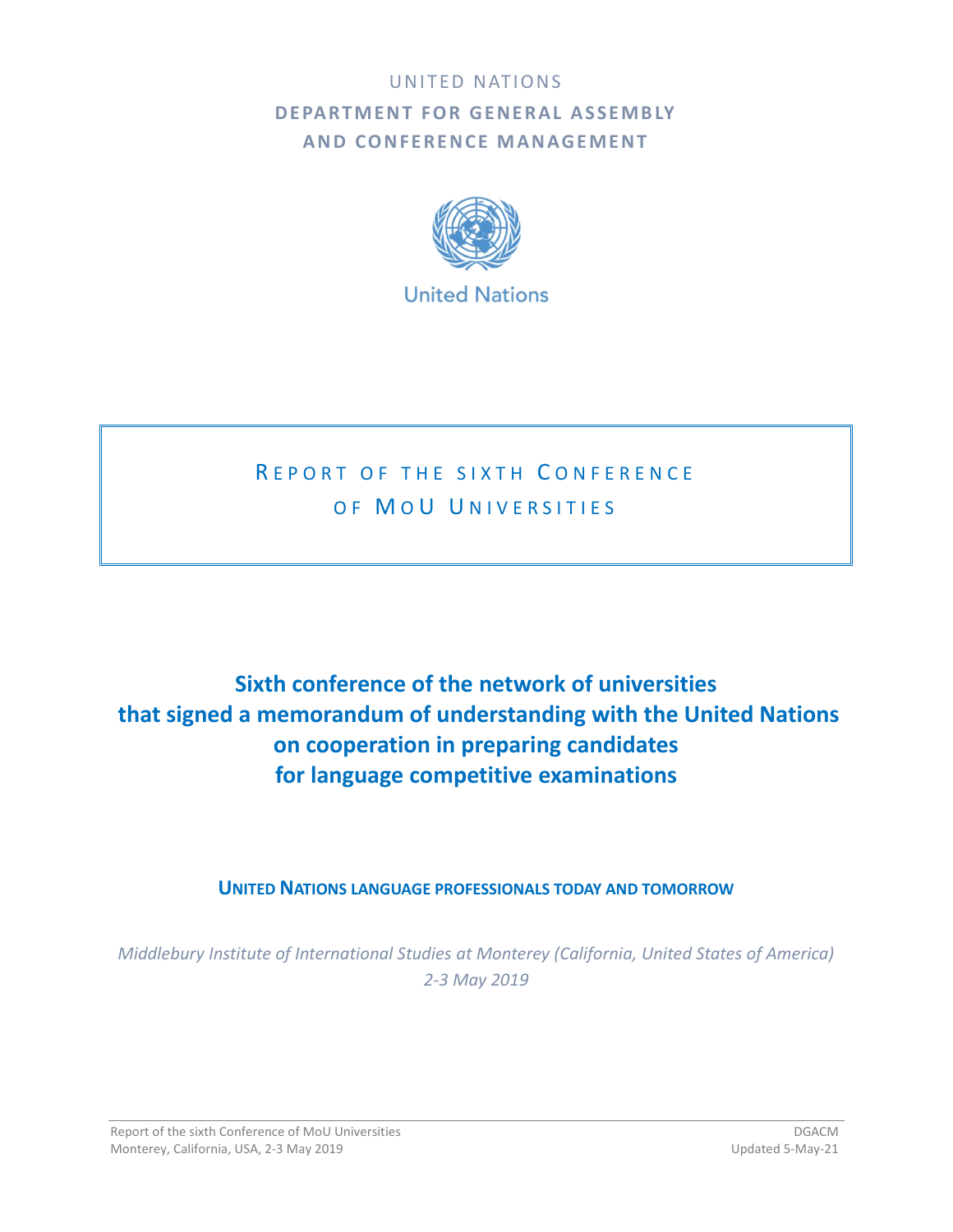UNITED NATIONS

**DEPARTMENT FOR GENERAL ASSEMBLY AND CONFERENCE MANAGEMENT**

United Nations

# REPORT OF THE SIXTH CONFERENCE OF MOU UNIVERSITIES

# Sixth conference of the network of universities that signed a memorandum of understanding with the United Nations on cooperation in preparing candidates for language competitive examinations

## UNITED NATIONS LANGUAGE PROFESSIONALS TODAY AND TOMORROW

*Middlebury Institute of International Studies at Monterey (California, United States of America)*
*2-3 May 2019*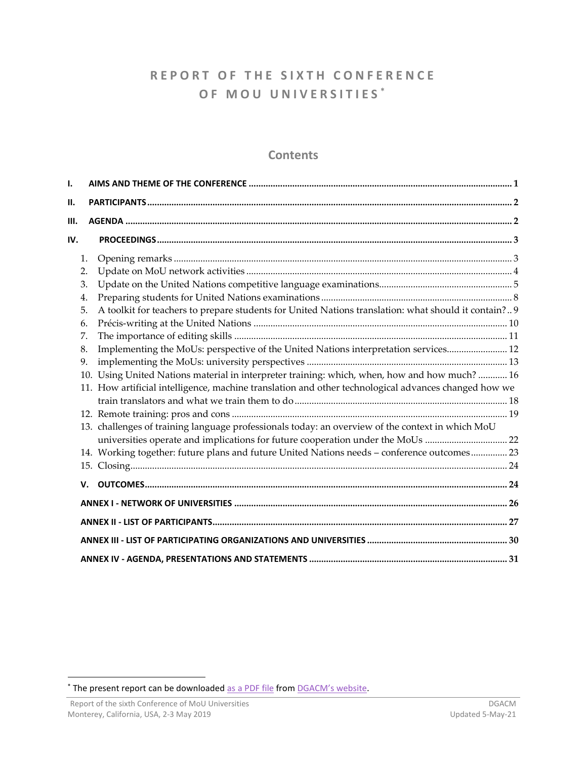# REPORT OF THE SIXTH CONFERENCE OF MOU UNIVERSITIES*

## Contents

I. AIMS AND THEME OF THE CONFERENCE ... 1

II. PARTICIPANTS ... 2

III. AGENDA ... 2

IV. PROCEEDINGS ... 3

1. Opening remarks ... 3
2. Update on MoU network activities ... 4
3. Update on the United Nations competitive language examinations ... 5
4. Preparing students for United Nations examinations ... 8
5. A toolkit for teachers to prepare students for United Nations translation: what should it contain? .. 9
6. Précis-writing at the United Nations ... 10
7. The importance of editing skills ... 11
8. Implementing the MoUs: perspective of the United Nations interpretation services ... 12
9. implementing the MoUs: university perspectives ... 13
10. Using United Nations material in interpreter training: which, when, how and how much? ... 16
11. How artificial intelligence, machine translation and other technological advances changed how we train translators and what we train them to do ... 18
12. Remote training: pros and cons ... 19
13. challenges of training language professionals today: an overview of the context in which MoU universities operate and implications for future cooperation under the MoUs ... 22
14. Working together: future plans and future United Nations needs – conference outcomes ... 23
15. Closing ... 24

V. OUTCOMES ... 24

ANNEX I - NETWORK OF UNIVERSITIES ... 26

ANNEX II - LIST OF PARTICIPANTS ... 27

ANNEX III - LIST OF PARTICIPATING ORGANIZATIONS AND UNIVERSITIES ... 30

ANNEX IV - AGENDA, PRESENTATIONS AND STATEMENTS ... 31

---

* The present report can be downloaded as a PDF file from DGACM's website.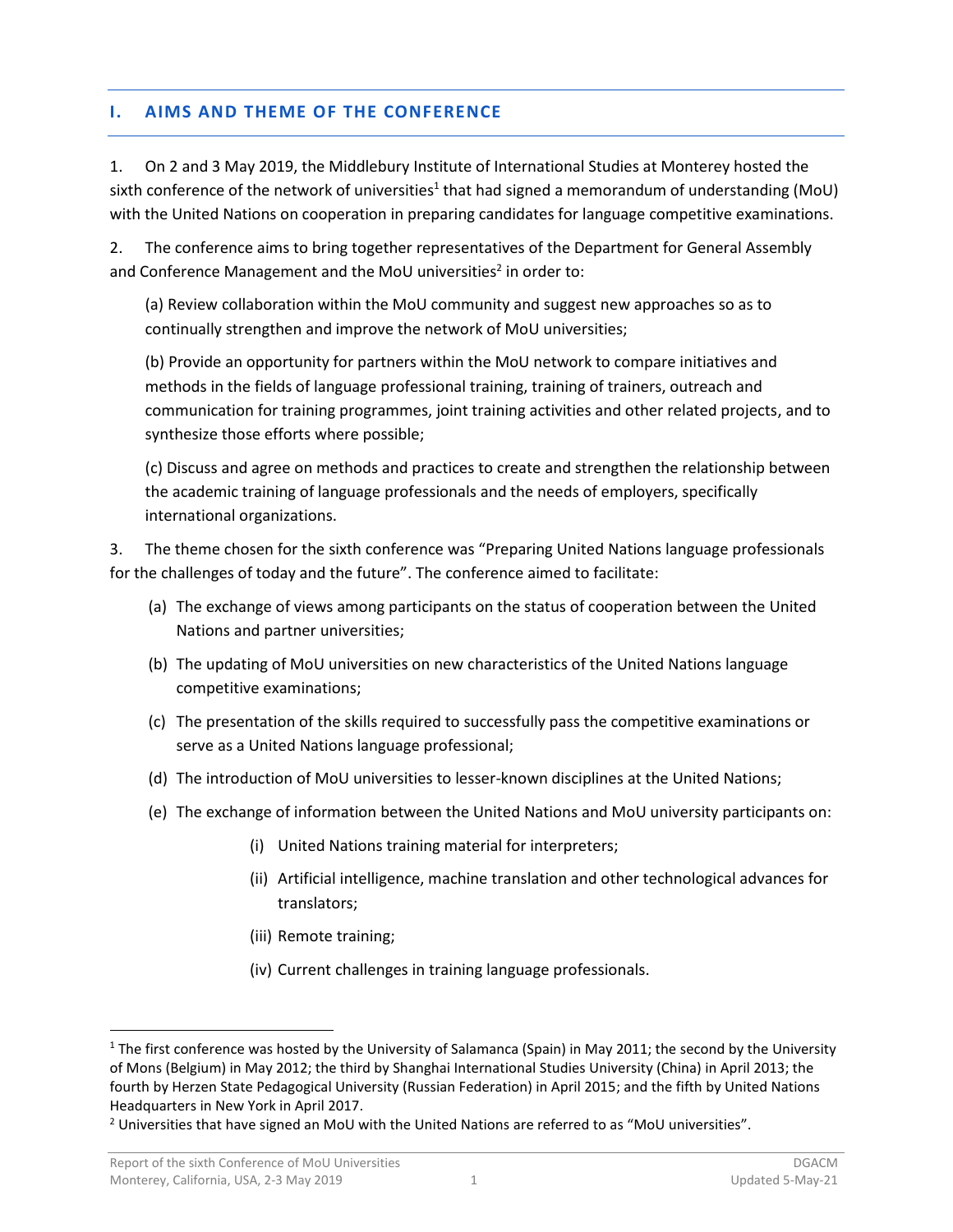## I. AIMS AND THEME OF THE CONFERENCE

1. On 2 and 3 May 2019, the Middlebury Institute of International Studies at Monterey hosted the sixth conference of the network of universities[1] that had signed a memorandum of understanding (MoU) with the United Nations on cooperation in preparing candidates for language competitive examinations.

2. The conference aims to bring together representatives of the Department for General Assembly and Conference Management and the MoU universities[2] in order to:

(a) Review collaboration within the MoU community and suggest new approaches so as to continually strengthen and improve the network of MoU universities;

(b) Provide an opportunity for partners within the MoU network to compare initiatives and methods in the fields of language professional training, training of trainers, outreach and communication for training programmes, joint training activities and other related projects, and to synthesize those efforts where possible;

(c) Discuss and agree on methods and practices to create and strengthen the relationship between the academic training of language professionals and the needs of employers, specifically international organizations.

3. The theme chosen for the sixth conference was "Preparing United Nations language professionals for the challenges of today and the future". The conference aimed to facilitate:

(a) The exchange of views among participants on the status of cooperation between the United Nations and partner universities;

(b) The updating of MoU universities on new characteristics of the United Nations language competitive examinations;

(c) The presentation of the skills required to successfully pass the competitive examinations or serve as a United Nations language professional;

(d) The introduction of MoU universities to lesser-known disciplines at the United Nations;

(e) The exchange of information between the United Nations and MoU university participants on:

- (i) United Nations training material for interpreters;
- (ii) Artificial intelligence, machine translation and other technological advances for translators;
- (iii) Remote training;
- (iv) Current challenges in training language professionals.

---

[1] The first conference was hosted by the University of Salamanca (Spain) in May 2011; the second by the University of Mons (Belgium) in May 2012; the third by Shanghai International Studies University (China) in April 2013; the fourth by Herzen State Pedagogical University (Russian Federation) in April 2015; and the fifth by United Nations Headquarters in New York in April 2017.

[2] Universities that have signed an MoU with the United Nations are referred to as "MoU universities".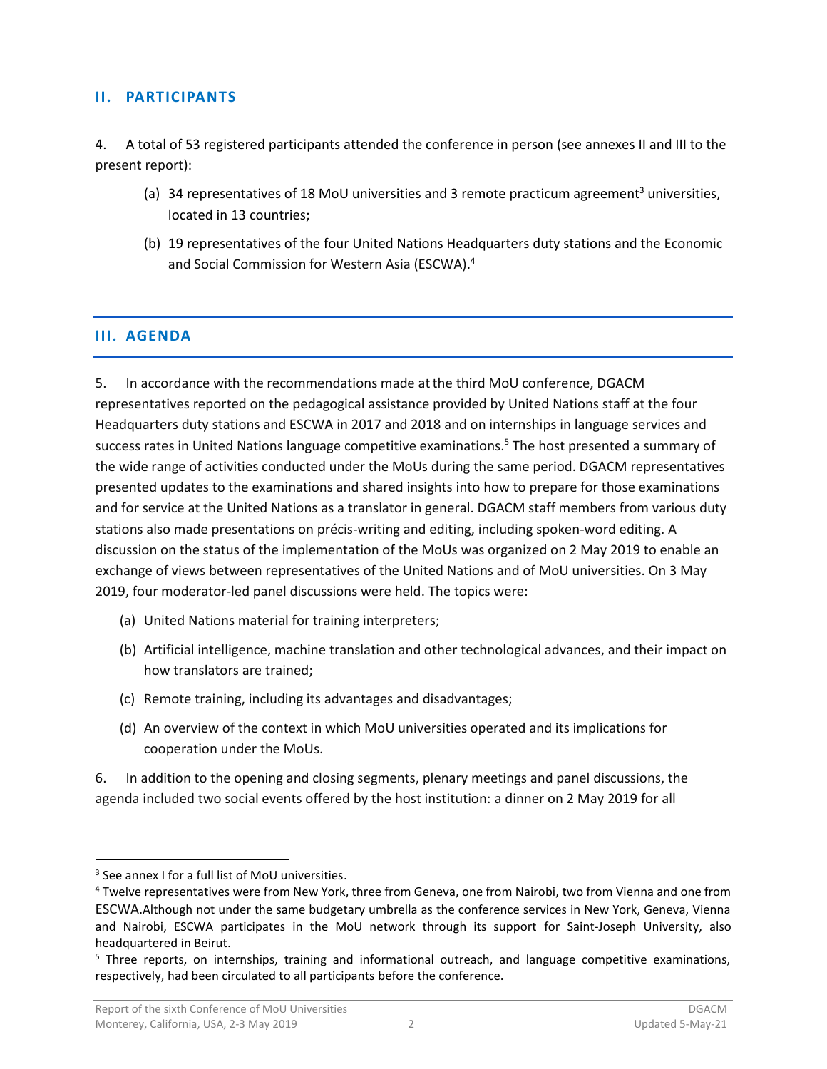## II. PARTICIPANTS

4. A total of 53 registered participants attended the conference in person (see annexes II and III to the present report):

(a) 34 representatives of 18 MoU universities and 3 remote practicum agreement[3] universities, located in 13 countries;

(b) 19 representatives of the four United Nations Headquarters duty stations and the Economic and Social Commission for Western Asia (ESCWA).[4]

## III. AGENDA

5. In accordance with the recommendations made at the third MoU conference, DGACM representatives reported on the pedagogical assistance provided by United Nations staff at the four Headquarters duty stations and ESCWA in 2017 and 2018 and on internships in language services and success rates in United Nations language competitive examinations.[5] The host presented a summary of the wide range of activities conducted under the MoUs during the same period. DGACM representatives presented updates to the examinations and shared insights into how to prepare for those examinations and for service at the United Nations as a translator in general. DGACM staff members from various duty stations also made presentations on précis-writing and editing, including spoken-word editing. A discussion on the status of the implementation of the MoUs was organized on 2 May 2019 to enable an exchange of views between representatives of the United Nations and of MoU universities. On 3 May 2019, four moderator-led panel discussions were held. The topics were:

(a) United Nations material for training interpreters;

(b) Artificial intelligence, machine translation and other technological advances, and their impact on how translators are trained;

(c) Remote training, including its advantages and disadvantages;

(d) An overview of the context in which MoU universities operated and its implications for cooperation under the MoUs.

6. In addition to the opening and closing segments, plenary meetings and panel discussions, the agenda included two social events offered by the host institution: a dinner on 2 May 2019 for all

---

[3] See annex I for a full list of MoU universities.

[4] Twelve representatives were from New York, three from Geneva, one from Nairobi, two from Vienna and one from ESCWA.Although not under the same budgetary umbrella as the conference services in New York, Geneva, Vienna and Nairobi, ESCWA participates in the MoU network through its support for Saint-Joseph University, also headquartered in Beirut.

[5] Three reports, on internships, training and informational outreach, and language competitive examinations, respectively, had been circulated to all participants before the conference.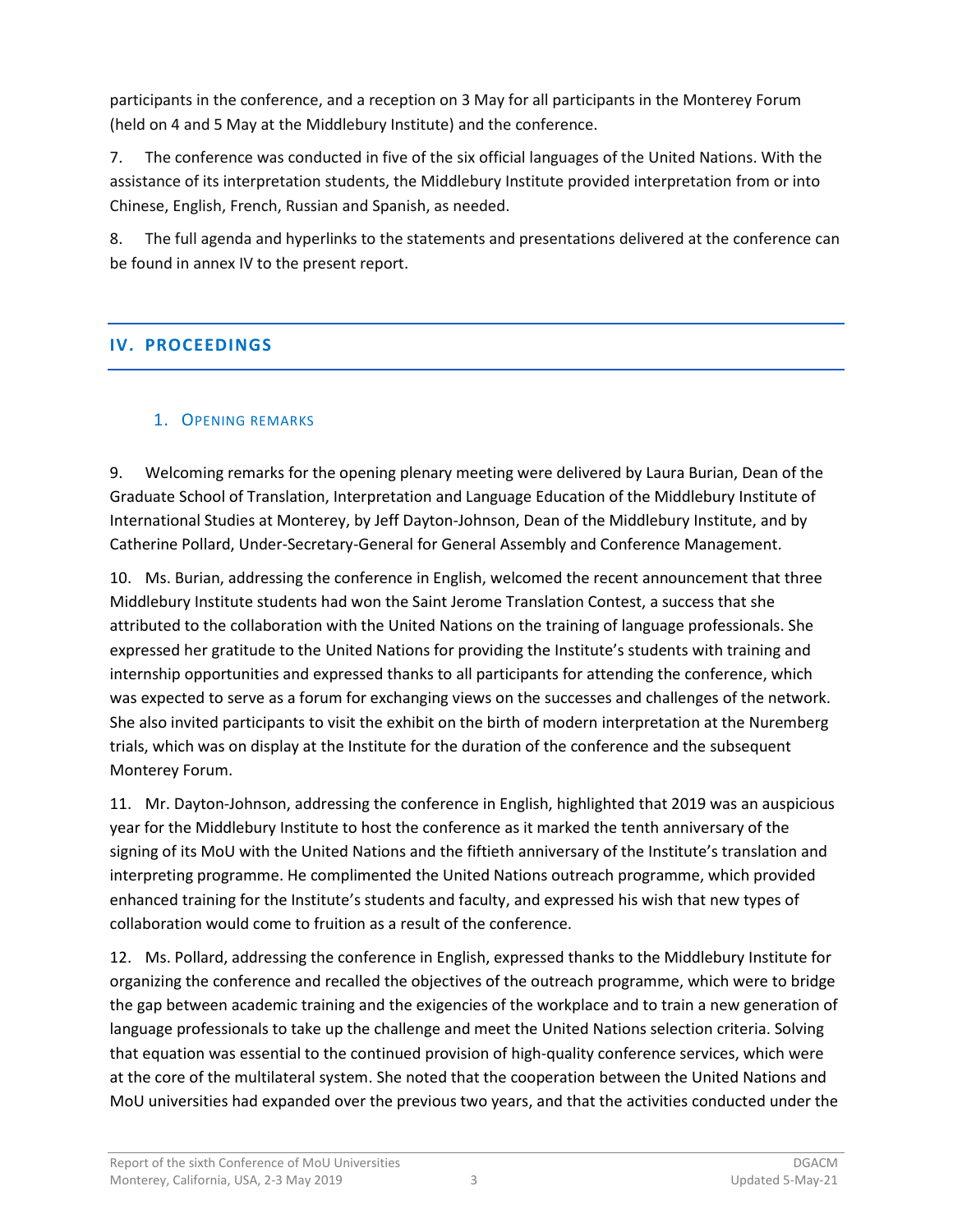participants in the conference, and a reception on 3 May for all participants in the Monterey Forum (held on 4 and 5 May at the Middlebury Institute) and the conference.

7. The conference was conducted in five of the six official languages of the United Nations. With the assistance of its interpretation students, the Middlebury Institute provided interpretation from or into Chinese, English, French, Russian and Spanish, as needed.

8. The full agenda and hyperlinks to the statements and presentations delivered at the conference can be found in annex IV to the present report.

## IV. PROCEEDINGS

### 1. Opening remarks

9. Welcoming remarks for the opening plenary meeting were delivered by Laura Burian, Dean of the Graduate School of Translation, Interpretation and Language Education of the Middlebury Institute of International Studies at Monterey, by Jeff Dayton-Johnson, Dean of the Middlebury Institute, and by Catherine Pollard, Under-Secretary-General for General Assembly and Conference Management.

10. Ms. Burian, addressing the conference in English, welcomed the recent announcement that three Middlebury Institute students had won the Saint Jerome Translation Contest, a success that she attributed to the collaboration with the United Nations on the training of language professionals. She expressed her gratitude to the United Nations for providing the Institute's students with training and internship opportunities and expressed thanks to all participants for attending the conference, which was expected to serve as a forum for exchanging views on the successes and challenges of the network. She also invited participants to visit the exhibit on the birth of modern interpretation at the Nuremberg trials, which was on display at the Institute for the duration of the conference and the subsequent Monterey Forum.

11. Mr. Dayton-Johnson, addressing the conference in English, highlighted that 2019 was an auspicious year for the Middlebury Institute to host the conference as it marked the tenth anniversary of the signing of its MoU with the United Nations and the fiftieth anniversary of the Institute's translation and interpreting programme. He complimented the United Nations outreach programme, which provided enhanced training for the Institute's students and faculty, and expressed his wish that new types of collaboration would come to fruition as a result of the conference.

12. Ms. Pollard, addressing the conference in English, expressed thanks to the Middlebury Institute for organizing the conference and recalled the objectives of the outreach programme, which were to bridge the gap between academic training and the exigencies of the workplace and to train a new generation of language professionals to take up the challenge and meet the United Nations selection criteria. Solving that equation was essential to the continued provision of high-quality conference services, which were at the core of the multilateral system. She noted that the cooperation between the United Nations and MoU universities had expanded over the previous two years, and that the activities conducted under the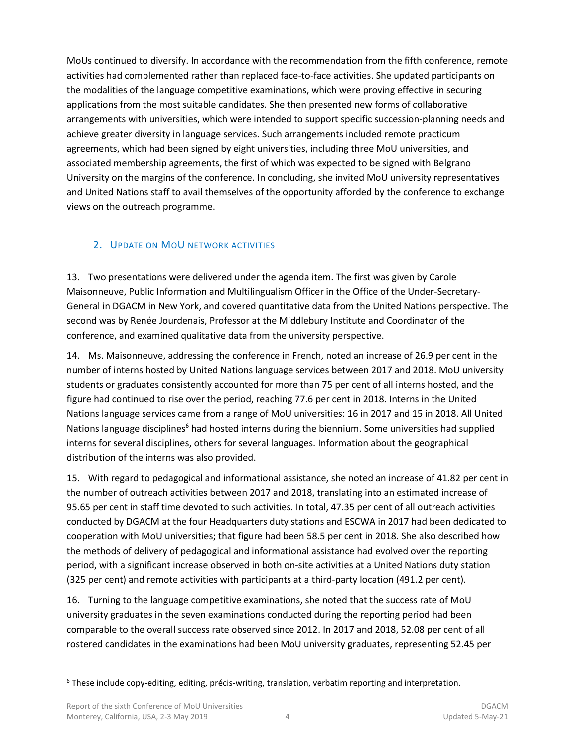MoUs continued to diversify. In accordance with the recommendation from the fifth conference, remote activities had complemented rather than replaced face-to-face activities. She updated participants on the modalities of the language competitive examinations, which were proving effective in securing applications from the most suitable candidates. She then presented new forms of collaborative arrangements with universities, which were intended to support specific succession-planning needs and achieve greater diversity in language services. Such arrangements included remote practicum agreements, which had been signed by eight universities, including three MoU universities, and associated membership agreements, the first of which was expected to be signed with Belgrano University on the margins of the conference. In concluding, she invited MoU university representatives and United Nations staff to avail themselves of the opportunity afforded by the conference to exchange views on the outreach programme.

## 2. Update on MoU network activities

13. Two presentations were delivered under the agenda item. The first was given by Carole Maisonneuve, Public Information and Multilingualism Officer in the Office of the Under-Secretary-General in DGACM in New York, and covered quantitative data from the United Nations perspective. The second was by Renée Jourdenais, Professor at the Middlebury Institute and Coordinator of the conference, and examined qualitative data from the university perspective.

14. Ms. Maisonneuve, addressing the conference in French, noted an increase of 26.9 per cent in the number of interns hosted by United Nations language services between 2017 and 2018. MoU university students or graduates consistently accounted for more than 75 per cent of all interns hosted, and the figure had continued to rise over the period, reaching 77.6 per cent in 2018. Interns in the United Nations language services came from a range of MoU universities: 16 in 2017 and 15 in 2018. All United Nations language disciplines[6] had hosted interns during the biennium. Some universities had supplied interns for several disciplines, others for several languages. Information about the geographical distribution of the interns was also provided.

15. With regard to pedagogical and informational assistance, she noted an increase of 41.82 per cent in the number of outreach activities between 2017 and 2018, translating into an estimated increase of 95.65 per cent in staff time devoted to such activities. In total, 47.35 per cent of all outreach activities conducted by DGACM at the four Headquarters duty stations and ESCWA in 2017 had been dedicated to cooperation with MoU universities; that figure had been 58.5 per cent in 2018. She also described how the methods of delivery of pedagogical and informational assistance had evolved over the reporting period, with a significant increase observed in both on-site activities at a United Nations duty station (325 per cent) and remote activities with participants at a third-party location (491.2 per cent).

16. Turning to the language competitive examinations, she noted that the success rate of MoU university graduates in the seven examinations conducted during the reporting period had been comparable to the overall success rate observed since 2012. In 2017 and 2018, 52.08 per cent of all rostered candidates in the examinations had been MoU university graduates, representing 52.45 per

[6] These include copy-editing, editing, précis-writing, translation, verbatim reporting and interpretation.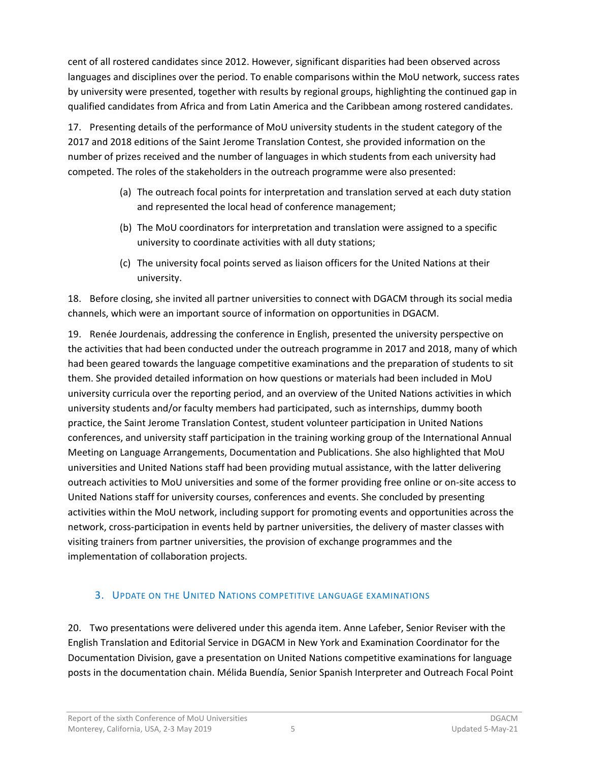cent of all rostered candidates since 2012. However, significant disparities had been observed across languages and disciplines over the period. To enable comparisons within the MoU network, success rates by university were presented, together with results by regional groups, highlighting the continued gap in qualified candidates from Africa and from Latin America and the Caribbean among rostered candidates.

17. Presenting details of the performance of MoU university students in the student category of the 2017 and 2018 editions of the Saint Jerome Translation Contest, she provided information on the number of prizes received and the number of languages in which students from each university had competed. The roles of the stakeholders in the outreach programme were also presented:

(a) The outreach focal points for interpretation and translation served at each duty station and represented the local head of conference management;

(b) The MoU coordinators for interpretation and translation were assigned to a specific university to coordinate activities with all duty stations;

(c) The university focal points served as liaison officers for the United Nations at their university.

18. Before closing, she invited all partner universities to connect with DGACM through its social media channels, which were an important source of information on opportunities in DGACM.

19. Renée Jourdenais, addressing the conference in English, presented the university perspective on the activities that had been conducted under the outreach programme in 2017 and 2018, many of which had been geared towards the language competitive examinations and the preparation of students to sit them. She provided detailed information on how questions or materials had been included in MoU university curricula over the reporting period, and an overview of the United Nations activities in which university students and/or faculty members had participated, such as internships, dummy booth practice, the Saint Jerome Translation Contest, student volunteer participation in United Nations conferences, and university staff participation in the training working group of the International Annual Meeting on Language Arrangements, Documentation and Publications. She also highlighted that MoU universities and United Nations staff had been providing mutual assistance, with the latter delivering outreach activities to MoU universities and some of the former providing free online or on-site access to United Nations staff for university courses, conferences and events. She concluded by presenting activities within the MoU network, including support for promoting events and opportunities across the network, cross-participation in events held by partner universities, the delivery of master classes with visiting trainers from partner universities, the provision of exchange programmes and the implementation of collaboration projects.

## 3. Update on the United Nations competitive language examinations

20. Two presentations were delivered under this agenda item. Anne Lafeber, Senior Reviser with the English Translation and Editorial Service in DGACM in New York and Examination Coordinator for the Documentation Division, gave a presentation on United Nations competitive examinations for language posts in the documentation chain. Mélida Buendía, Senior Spanish Interpreter and Outreach Focal Point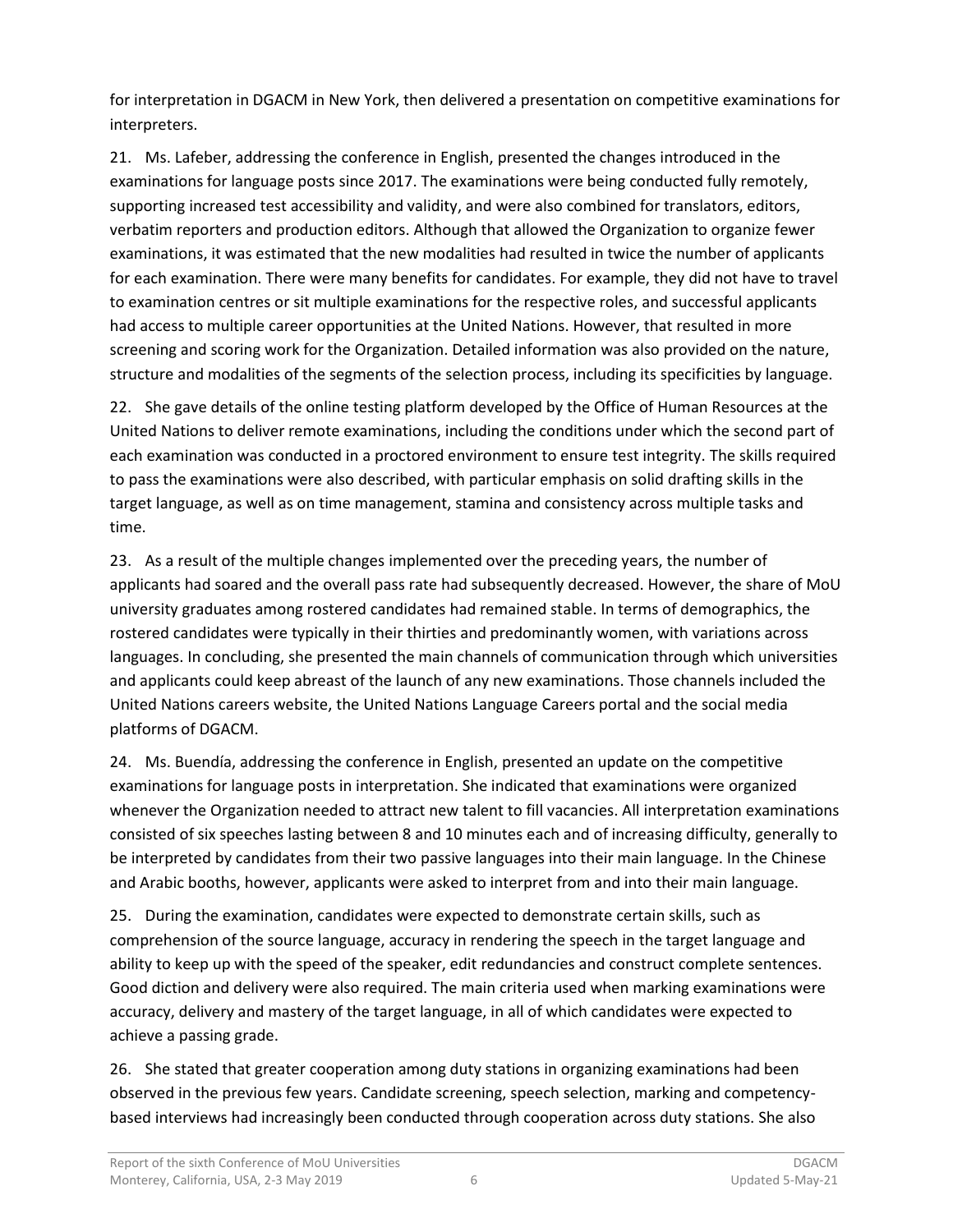for interpretation in DGACM in New York, then delivered a presentation on competitive examinations for interpreters.

21. Ms. Lafeber, addressing the conference in English, presented the changes introduced in the examinations for language posts since 2017. The examinations were being conducted fully remotely, supporting increased test accessibility and validity, and were also combined for translators, editors, verbatim reporters and production editors. Although that allowed the Organization to organize fewer examinations, it was estimated that the new modalities had resulted in twice the number of applicants for each examination. There were many benefits for candidates. For example, they did not have to travel to examination centres or sit multiple examinations for the respective roles, and successful applicants had access to multiple career opportunities at the United Nations. However, that resulted in more screening and scoring work for the Organization. Detailed information was also provided on the nature, structure and modalities of the segments of the selection process, including its specificities by language.

22. She gave details of the online testing platform developed by the Office of Human Resources at the United Nations to deliver remote examinations, including the conditions under which the second part of each examination was conducted in a proctored environment to ensure test integrity. The skills required to pass the examinations were also described, with particular emphasis on solid drafting skills in the target language, as well as on time management, stamina and consistency across multiple tasks and time.

23. As a result of the multiple changes implemented over the preceding years, the number of applicants had soared and the overall pass rate had subsequently decreased. However, the share of MoU university graduates among rostered candidates had remained stable. In terms of demographics, the rostered candidates were typically in their thirties and predominantly women, with variations across languages. In concluding, she presented the main channels of communication through which universities and applicants could keep abreast of the launch of any new examinations. Those channels included the United Nations careers website, the United Nations Language Careers portal and the social media platforms of DGACM.

24. Ms. Buendía, addressing the conference in English, presented an update on the competitive examinations for language posts in interpretation. She indicated that examinations were organized whenever the Organization needed to attract new talent to fill vacancies. All interpretation examinations consisted of six speeches lasting between 8 and 10 minutes each and of increasing difficulty, generally to be interpreted by candidates from their two passive languages into their main language. In the Chinese and Arabic booths, however, applicants were asked to interpret from and into their main language.

25. During the examination, candidates were expected to demonstrate certain skills, such as comprehension of the source language, accuracy in rendering the speech in the target language and ability to keep up with the speed of the speaker, edit redundancies and construct complete sentences. Good diction and delivery were also required. The main criteria used when marking examinations were accuracy, delivery and mastery of the target language, in all of which candidates were expected to achieve a passing grade.

26. She stated that greater cooperation among duty stations in organizing examinations had been observed in the previous few years. Candidate screening, speech selection, marking and competency-based interviews had increasingly been conducted through cooperation across duty stations. She also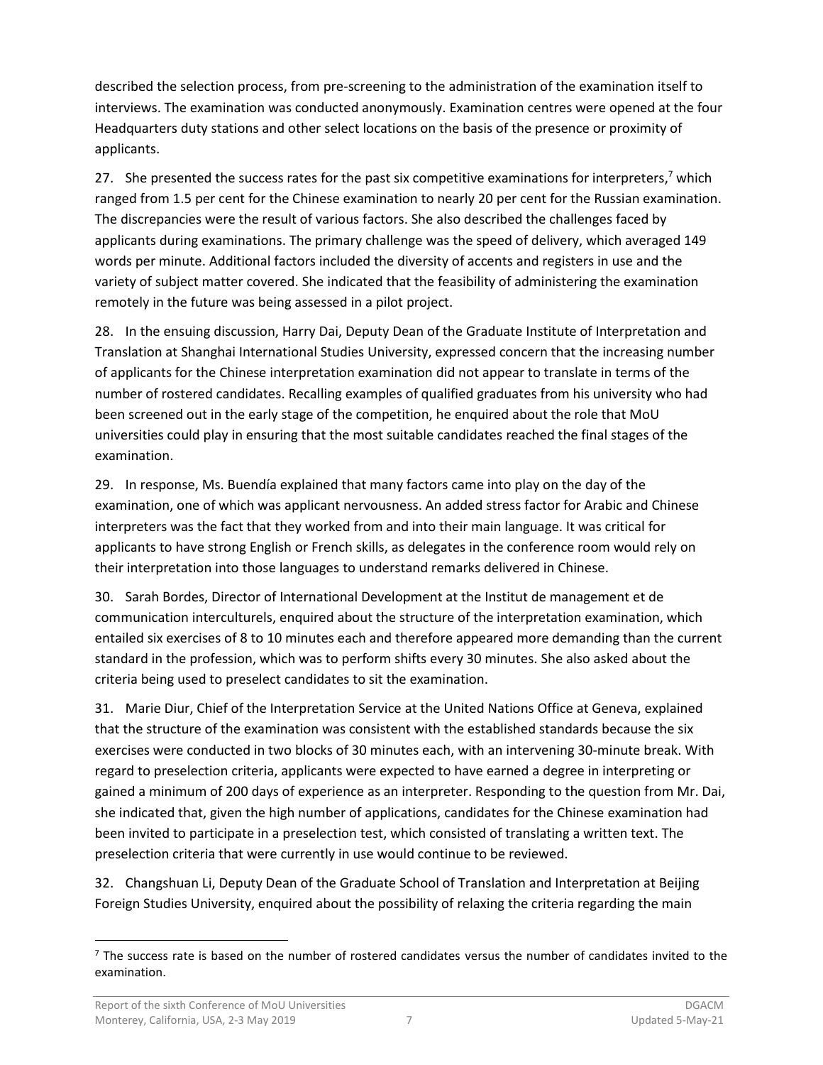described the selection process, from pre-screening to the administration of the examination itself to interviews. The examination was conducted anonymously. Examination centres were opened at the four Headquarters duty stations and other select locations on the basis of the presence or proximity of applicants.

27. She presented the success rates for the past six competitive examinations for interpreters,[7] which ranged from 1.5 per cent for the Chinese examination to nearly 20 per cent for the Russian examination. The discrepancies were the result of various factors. She also described the challenges faced by applicants during examinations. The primary challenge was the speed of delivery, which averaged 149 words per minute. Additional factors included the diversity of accents and registers in use and the variety of subject matter covered. She indicated that the feasibility of administering the examination remotely in the future was being assessed in a pilot project.

28. In the ensuing discussion, Harry Dai, Deputy Dean of the Graduate Institute of Interpretation and Translation at Shanghai International Studies University, expressed concern that the increasing number of applicants for the Chinese interpretation examination did not appear to translate in terms of the number of rostered candidates. Recalling examples of qualified graduates from his university who had been screened out in the early stage of the competition, he enquired about the role that MoU universities could play in ensuring that the most suitable candidates reached the final stages of the examination.

29. In response, Ms. Buendía explained that many factors came into play on the day of the examination, one of which was applicant nervousness. An added stress factor for Arabic and Chinese interpreters was the fact that they worked from and into their main language. It was critical for applicants to have strong English or French skills, as delegates in the conference room would rely on their interpretation into those languages to understand remarks delivered in Chinese.

30. Sarah Bordes, Director of International Development at the Institut de management et de communication interculturels, enquired about the structure of the interpretation examination, which entailed six exercises of 8 to 10 minutes each and therefore appeared more demanding than the current standard in the profession, which was to perform shifts every 30 minutes. She also asked about the criteria being used to preselect candidates to sit the examination.

31. Marie Diur, Chief of the Interpretation Service at the United Nations Office at Geneva, explained that the structure of the examination was consistent with the established standards because the six exercises were conducted in two blocks of 30 minutes each, with an intervening 30-minute break. With regard to preselection criteria, applicants were expected to have earned a degree in interpreting or gained a minimum of 200 days of experience as an interpreter. Responding to the question from Mr. Dai, she indicated that, given the high number of applications, candidates for the Chinese examination had been invited to participate in a preselection test, which consisted of translating a written text. The preselection criteria that were currently in use would continue to be reviewed.

32. Changshuan Li, Deputy Dean of the Graduate School of Translation and Interpretation at Beijing Foreign Studies University, enquired about the possibility of relaxing the criteria regarding the main

[7] The success rate is based on the number of rostered candidates versus the number of candidates invited to the examination.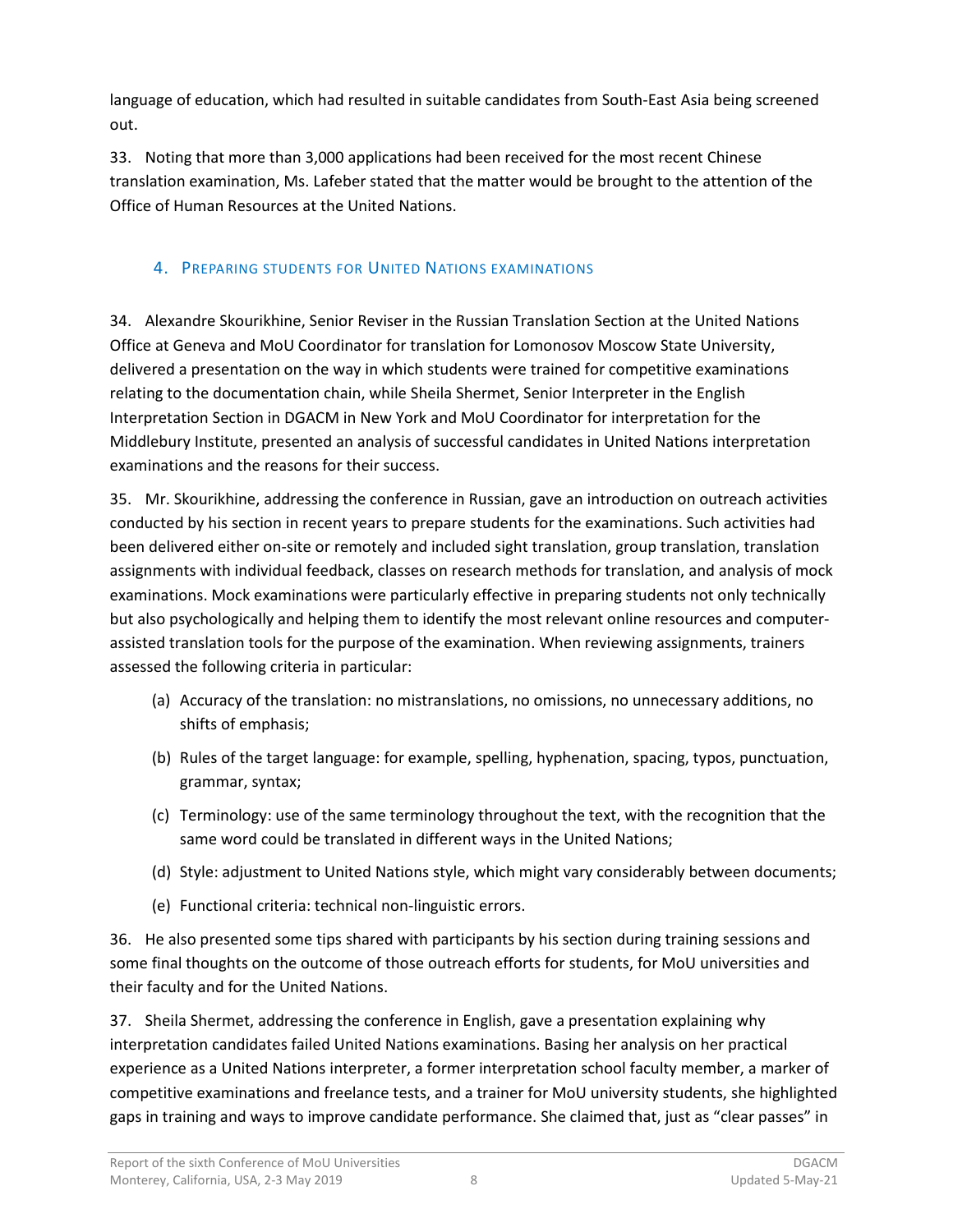language of education, which had resulted in suitable candidates from South-East Asia being screened out.

33. Noting that more than 3,000 applications had been received for the most recent Chinese translation examination, Ms. Lafeber stated that the matter would be brought to the attention of the Office of Human Resources at the United Nations.

## 4. Preparing students for United Nations examinations

34. Alexandre Skourikhine, Senior Reviser in the Russian Translation Section at the United Nations Office at Geneva and MoU Coordinator for translation for Lomonosov Moscow State University, delivered a presentation on the way in which students were trained for competitive examinations relating to the documentation chain, while Sheila Shermet, Senior Interpreter in the English Interpretation Section in DGACM in New York and MoU Coordinator for interpretation for the Middlebury Institute, presented an analysis of successful candidates in United Nations interpretation examinations and the reasons for their success.

35. Mr. Skourikhine, addressing the conference in Russian, gave an introduction on outreach activities conducted by his section in recent years to prepare students for the examinations. Such activities had been delivered either on-site or remotely and included sight translation, group translation, translation assignments with individual feedback, classes on research methods for translation, and analysis of mock examinations. Mock examinations were particularly effective in preparing students not only technically but also psychologically and helping them to identify the most relevant online resources and computer-assisted translation tools for the purpose of the examination. When reviewing assignments, trainers assessed the following criteria in particular:

(a) Accuracy of the translation: no mistranslations, no omissions, no unnecessary additions, no shifts of emphasis;

(b) Rules of the target language: for example, spelling, hyphenation, spacing, typos, punctuation, grammar, syntax;

(c) Terminology: use of the same terminology throughout the text, with the recognition that the same word could be translated in different ways in the United Nations;

(d) Style: adjustment to United Nations style, which might vary considerably between documents;

(e) Functional criteria: technical non-linguistic errors.

36. He also presented some tips shared with participants by his section during training sessions and some final thoughts on the outcome of those outreach efforts for students, for MoU universities and their faculty and for the United Nations.

37. Sheila Shermet, addressing the conference in English, gave a presentation explaining why interpretation candidates failed United Nations examinations. Basing her analysis on her practical experience as a United Nations interpreter, a former interpretation school faculty member, a marker of competitive examinations and freelance tests, and a trainer for MoU university students, she highlighted gaps in training and ways to improve candidate performance. She claimed that, just as "clear passes" in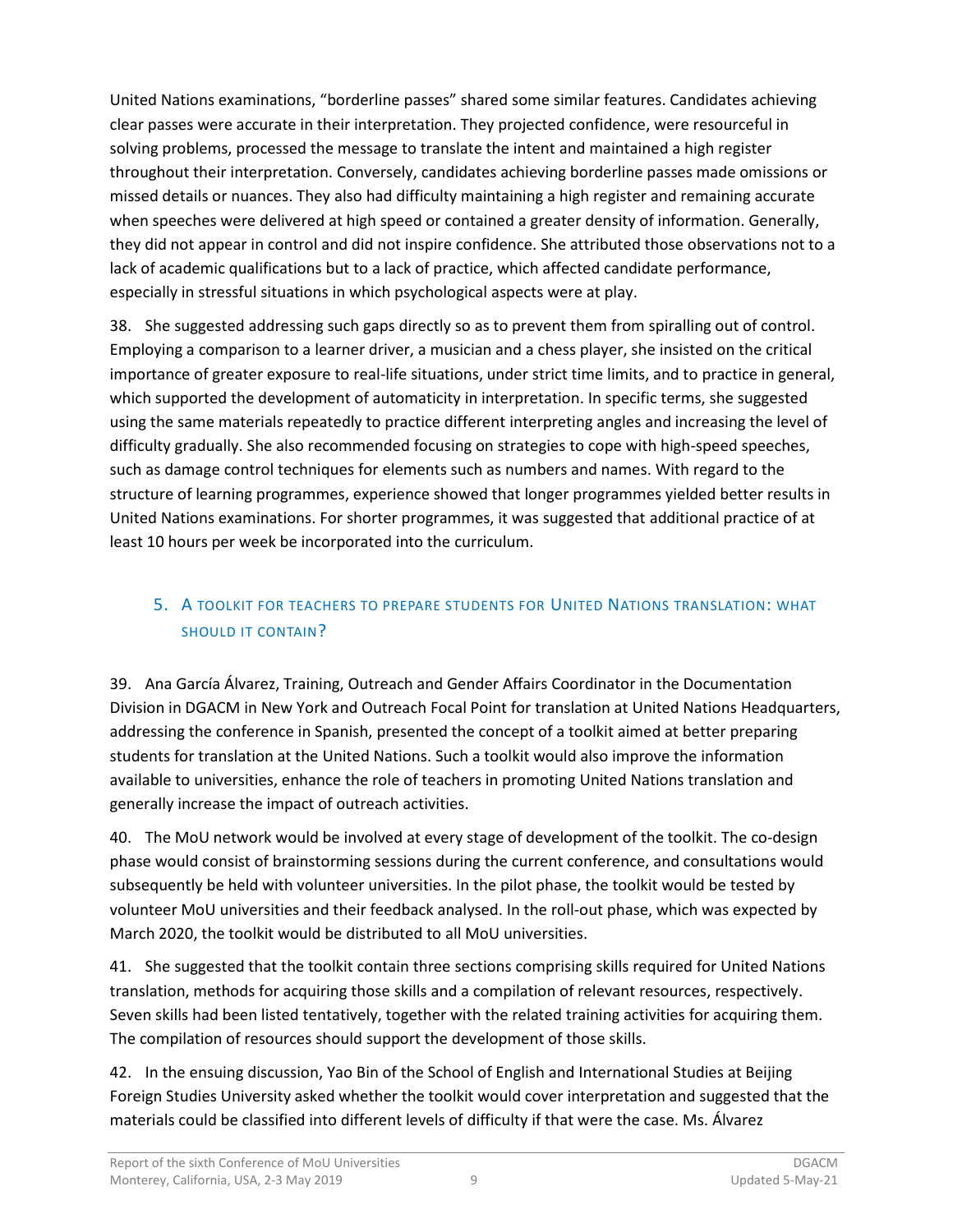United Nations examinations, "borderline passes" shared some similar features. Candidates achieving clear passes were accurate in their interpretation. They projected confidence, were resourceful in solving problems, processed the message to translate the intent and maintained a high register throughout their interpretation. Conversely, candidates achieving borderline passes made omissions or missed details or nuances. They also had difficulty maintaining a high register and remaining accurate when speeches were delivered at high speed or contained a greater density of information. Generally, they did not appear in control and did not inspire confidence. She attributed those observations not to a lack of academic qualifications but to a lack of practice, which affected candidate performance, especially in stressful situations in which psychological aspects were at play.

38. She suggested addressing such gaps directly so as to prevent them from spiralling out of control. Employing a comparison to a learner driver, a musician and a chess player, she insisted on the critical importance of greater exposure to real-life situations, under strict time limits, and to practice in general, which supported the development of automaticity in interpretation. In specific terms, she suggested using the same materials repeatedly to practice different interpreting angles and increasing the level of difficulty gradually. She also recommended focusing on strategies to cope with high-speed speeches, such as damage control techniques for elements such as numbers and names. With regard to the structure of learning programmes, experience showed that longer programmes yielded better results in United Nations examinations. For shorter programmes, it was suggested that additional practice of at least 10 hours per week be incorporated into the curriculum.

## 5. A toolkit for teachers to prepare students for United Nations translation: what should it contain?

39. Ana García Álvarez, Training, Outreach and Gender Affairs Coordinator in the Documentation Division in DGACM in New York and Outreach Focal Point for translation at United Nations Headquarters, addressing the conference in Spanish, presented the concept of a toolkit aimed at better preparing students for translation at the United Nations. Such a toolkit would also improve the information available to universities, enhance the role of teachers in promoting United Nations translation and generally increase the impact of outreach activities.

40. The MoU network would be involved at every stage of development of the toolkit. The co-design phase would consist of brainstorming sessions during the current conference, and consultations would subsequently be held with volunteer universities. In the pilot phase, the toolkit would be tested by volunteer MoU universities and their feedback analysed. In the roll-out phase, which was expected by March 2020, the toolkit would be distributed to all MoU universities.

41. She suggested that the toolkit contain three sections comprising skills required for United Nations translation, methods for acquiring those skills and a compilation of relevant resources, respectively. Seven skills had been listed tentatively, together with the related training activities for acquiring them. The compilation of resources should support the development of those skills.

42. In the ensuing discussion, Yao Bin of the School of English and International Studies at Beijing Foreign Studies University asked whether the toolkit would cover interpretation and suggested that the materials could be classified into different levels of difficulty if that were the case. Ms. Álvarez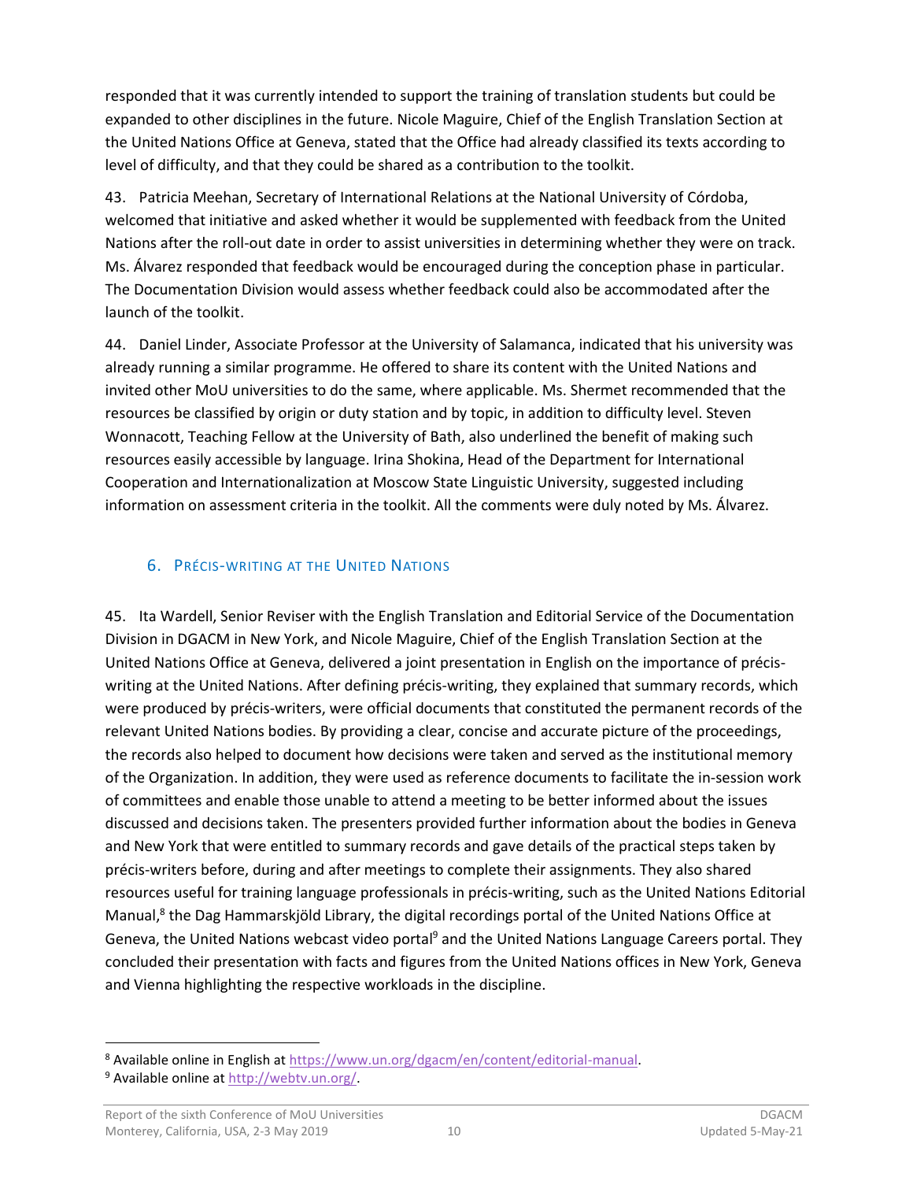responded that it was currently intended to support the training of translation students but could be expanded to other disciplines in the future. Nicole Maguire, Chief of the English Translation Section at the United Nations Office at Geneva, stated that the Office had already classified its texts according to level of difficulty, and that they could be shared as a contribution to the toolkit.

43. Patricia Meehan, Secretary of International Relations at the National University of Córdoba, welcomed that initiative and asked whether it would be supplemented with feedback from the United Nations after the roll-out date in order to assist universities in determining whether they were on track. Ms. Álvarez responded that feedback would be encouraged during the conception phase in particular. The Documentation Division would assess whether feedback could also be accommodated after the launch of the toolkit.

44. Daniel Linder, Associate Professor at the University of Salamanca, indicated that his university was already running a similar programme. He offered to share its content with the United Nations and invited other MoU universities to do the same, where applicable. Ms. Shermet recommended that the resources be classified by origin or duty station and by topic, in addition to difficulty level. Steven Wonnacott, Teaching Fellow at the University of Bath, also underlined the benefit of making such resources easily accessible by language. Irina Shokina, Head of the Department for International Cooperation and Internationalization at Moscow State Linguistic University, suggested including information on assessment criteria in the toolkit. All the comments were duly noted by Ms. Álvarez.

## 6. Précis-writing at the United Nations

45. Ita Wardell, Senior Reviser with the English Translation and Editorial Service of the Documentation Division in DGACM in New York, and Nicole Maguire, Chief of the English Translation Section at the United Nations Office at Geneva, delivered a joint presentation in English on the importance of précis-writing at the United Nations. After defining précis-writing, they explained that summary records, which were produced by précis-writers, were official documents that constituted the permanent records of the relevant United Nations bodies. By providing a clear, concise and accurate picture of the proceedings, the records also helped to document how decisions were taken and served as the institutional memory of the Organization. In addition, they were used as reference documents to facilitate the in-session work of committees and enable those unable to attend a meeting to be better informed about the issues discussed and decisions taken. The presenters provided further information about the bodies in Geneva and New York that were entitled to summary records and gave details of the practical steps taken by précis-writers before, during and after meetings to complete their assignments. They also shared resources useful for training language professionals in précis-writing, such as the United Nations Editorial Manual,[8] the Dag Hammarskjöld Library, the digital recordings portal of the United Nations Office at Geneva, the United Nations webcast video portal[9] and the United Nations Language Careers portal. They concluded their presentation with facts and figures from the United Nations offices in New York, Geneva and Vienna highlighting the respective workloads in the discipline.

---

[8] Available online in English at https://www.un.org/dgacm/en/content/editorial-manual.

[9] Available online at http://webtv.un.org/.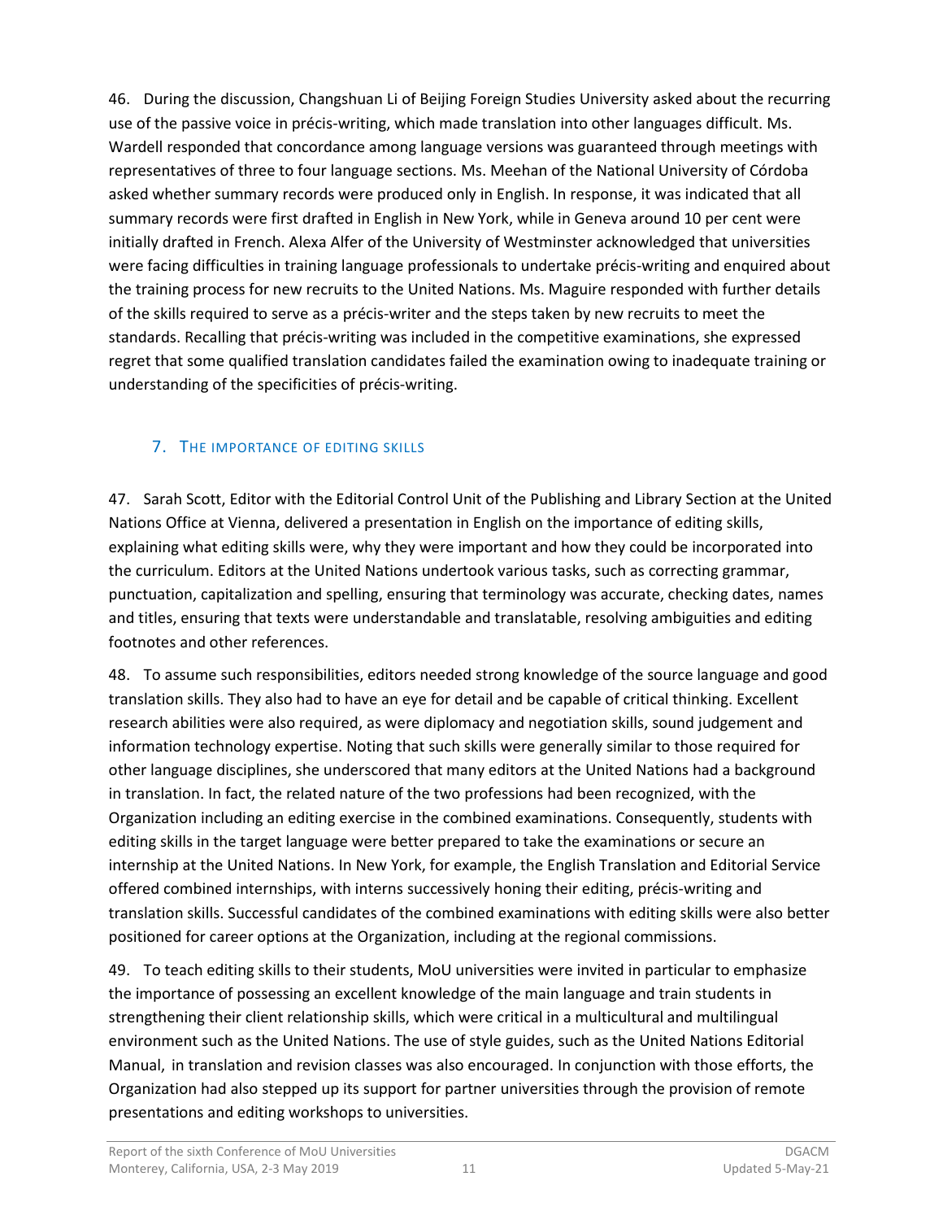46. During the discussion, Changshuan Li of Beijing Foreign Studies University asked about the recurring use of the passive voice in précis-writing, which made translation into other languages difficult. Ms. Wardell responded that concordance among language versions was guaranteed through meetings with representatives of three to four language sections. Ms. Meehan of the National University of Córdoba asked whether summary records were produced only in English. In response, it was indicated that all summary records were first drafted in English in New York, while in Geneva around 10 per cent were initially drafted in French. Alexa Alfer of the University of Westminster acknowledged that universities were facing difficulties in training language professionals to undertake précis-writing and enquired about the training process for new recruits to the United Nations. Ms. Maguire responded with further details of the skills required to serve as a précis-writer and the steps taken by new recruits to meet the standards. Recalling that précis-writing was included in the competitive examinations, she expressed regret that some qualified translation candidates failed the examination owing to inadequate training or understanding of the specificities of précis-writing.

## 7. The importance of editing skills

47. Sarah Scott, Editor with the Editorial Control Unit of the Publishing and Library Section at the United Nations Office at Vienna, delivered a presentation in English on the importance of editing skills, explaining what editing skills were, why they were important and how they could be incorporated into the curriculum. Editors at the United Nations undertook various tasks, such as correcting grammar, punctuation, capitalization and spelling, ensuring that terminology was accurate, checking dates, names and titles, ensuring that texts were understandable and translatable, resolving ambiguities and editing footnotes and other references.

48. To assume such responsibilities, editors needed strong knowledge of the source language and good translation skills. They also had to have an eye for detail and be capable of critical thinking. Excellent research abilities were also required, as were diplomacy and negotiation skills, sound judgement and information technology expertise. Noting that such skills were generally similar to those required for other language disciplines, she underscored that many editors at the United Nations had a background in translation. In fact, the related nature of the two professions had been recognized, with the Organization including an editing exercise in the combined examinations. Consequently, students with editing skills in the target language were better prepared to take the examinations or secure an internship at the United Nations. In New York, for example, the English Translation and Editorial Service offered combined internships, with interns successively honing their editing, précis-writing and translation skills. Successful candidates of the combined examinations with editing skills were also better positioned for career options at the Organization, including at the regional commissions.

49. To teach editing skills to their students, MoU universities were invited in particular to emphasize the importance of possessing an excellent knowledge of the main language and train students in strengthening their client relationship skills, which were critical in a multicultural and multilingual environment such as the United Nations. The use of style guides, such as the United Nations Editorial Manual, in translation and revision classes was also encouraged. In conjunction with those efforts, the Organization had also stepped up its support for partner universities through the provision of remote presentations and editing workshops to universities.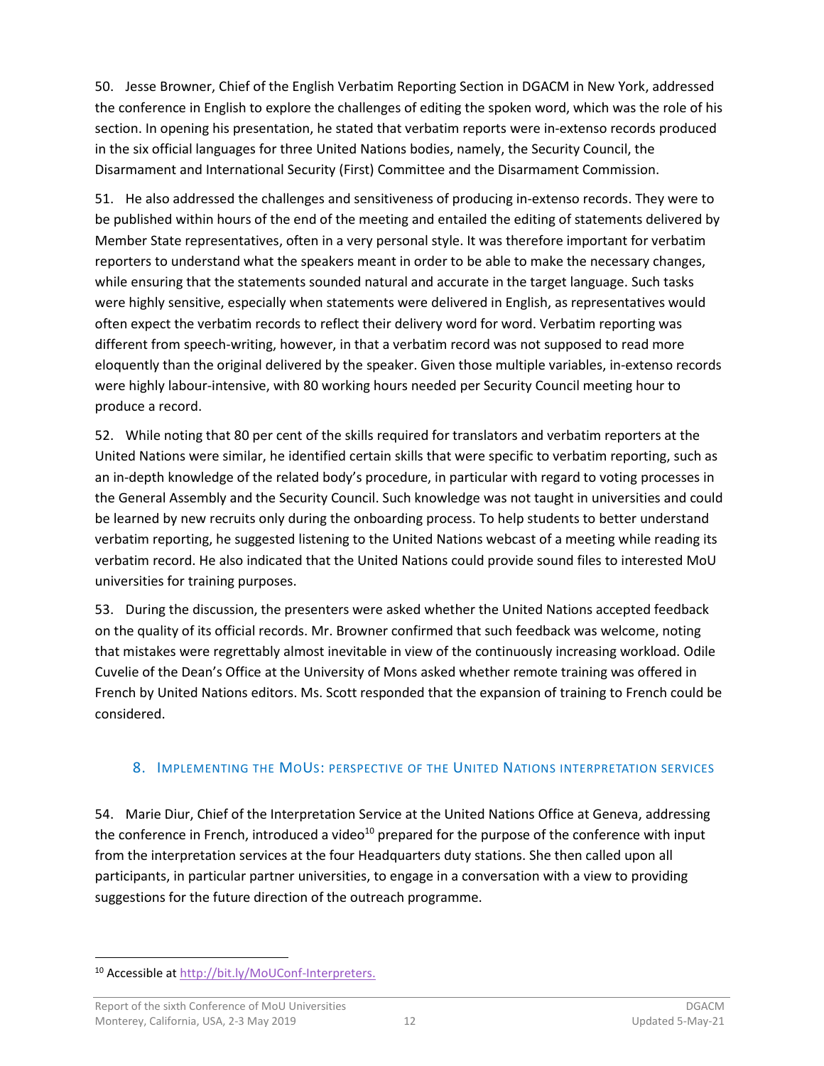50. Jesse Browner, Chief of the English Verbatim Reporting Section in DGACM in New York, addressed the conference in English to explore the challenges of editing the spoken word, which was the role of his section. In opening his presentation, he stated that verbatim reports were in-extenso records produced in the six official languages for three United Nations bodies, namely, the Security Council, the Disarmament and International Security (First) Committee and the Disarmament Commission.

51. He also addressed the challenges and sensitiveness of producing in-extenso records. They were to be published within hours of the end of the meeting and entailed the editing of statements delivered by Member State representatives, often in a very personal style. It was therefore important for verbatim reporters to understand what the speakers meant in order to be able to make the necessary changes, while ensuring that the statements sounded natural and accurate in the target language. Such tasks were highly sensitive, especially when statements were delivered in English, as representatives would often expect the verbatim records to reflect their delivery word for word. Verbatim reporting was different from speech-writing, however, in that a verbatim record was not supposed to read more eloquently than the original delivered by the speaker. Given those multiple variables, in-extenso records were highly labour-intensive, with 80 working hours needed per Security Council meeting hour to produce a record.

52. While noting that 80 per cent of the skills required for translators and verbatim reporters at the United Nations were similar, he identified certain skills that were specific to verbatim reporting, such as an in-depth knowledge of the related body's procedure, in particular with regard to voting processes in the General Assembly and the Security Council. Such knowledge was not taught in universities and could be learned by new recruits only during the onboarding process. To help students to better understand verbatim reporting, he suggested listening to the United Nations webcast of a meeting while reading its verbatim record. He also indicated that the United Nations could provide sound files to interested MoU universities for training purposes.

53. During the discussion, the presenters were asked whether the United Nations accepted feedback on the quality of its official records. Mr. Browner confirmed that such feedback was welcome, noting that mistakes were regrettably almost inevitable in view of the continuously increasing workload. Odile Cuvelie of the Dean's Office at the University of Mons asked whether remote training was offered in French by United Nations editors. Ms. Scott responded that the expansion of training to French could be considered.

## 8. Implementing the MoUs: perspective of the United Nations interpretation services

54. Marie Diur, Chief of the Interpretation Service at the United Nations Office at Geneva, addressing the conference in French, introduced a video[10] prepared for the purpose of the conference with input from the interpretation services at the four Headquarters duty stations. She then called upon all participants, in particular partner universities, to engage in a conversation with a view to providing suggestions for the future direction of the outreach programme.

---

[10] Accessible at http://bit.ly/MoUConf-Interpreters.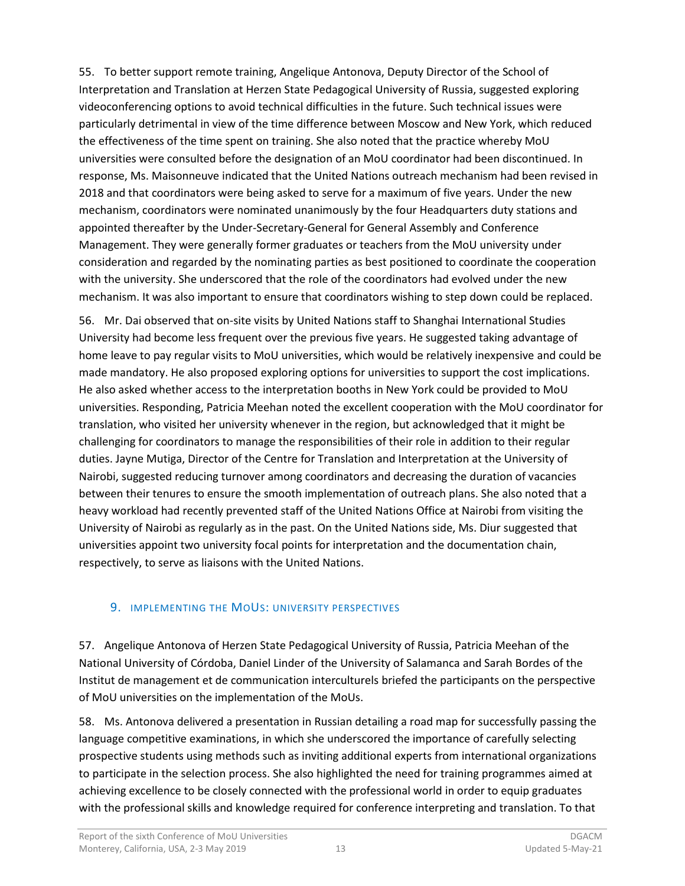55. To better support remote training, Angelique Antonova, Deputy Director of the School of Interpretation and Translation at Herzen State Pedagogical University of Russia, suggested exploring videoconferencing options to avoid technical difficulties in the future. Such technical issues were particularly detrimental in view of the time difference between Moscow and New York, which reduced the effectiveness of the time spent on training. She also noted that the practice whereby MoU universities were consulted before the designation of an MoU coordinator had been discontinued. In response, Ms. Maisonneuve indicated that the United Nations outreach mechanism had been revised in 2018 and that coordinators were being asked to serve for a maximum of five years. Under the new mechanism, coordinators were nominated unanimously by the four Headquarters duty stations and appointed thereafter by the Under-Secretary-General for General Assembly and Conference Management. They were generally former graduates or teachers from the MoU university under consideration and regarded by the nominating parties as best positioned to coordinate the cooperation with the university. She underscored that the role of the coordinators had evolved under the new mechanism. It was also important to ensure that coordinators wishing to step down could be replaced.

56. Mr. Dai observed that on-site visits by United Nations staff to Shanghai International Studies University had become less frequent over the previous five years. He suggested taking advantage of home leave to pay regular visits to MoU universities, which would be relatively inexpensive and could be made mandatory. He also proposed exploring options for universities to support the cost implications. He also asked whether access to the interpretation booths in New York could be provided to MoU universities. Responding, Patricia Meehan noted the excellent cooperation with the MoU coordinator for translation, who visited her university whenever in the region, but acknowledged that it might be challenging for coordinators to manage the responsibilities of their role in addition to their regular duties. Jayne Mutiga, Director of the Centre for Translation and Interpretation at the University of Nairobi, suggested reducing turnover among coordinators and decreasing the duration of vacancies between their tenures to ensure the smooth implementation of outreach plans. She also noted that a heavy workload had recently prevented staff of the United Nations Office at Nairobi from visiting the University of Nairobi as regularly as in the past. On the United Nations side, Ms. Diur suggested that universities appoint two university focal points for interpretation and the documentation chain, respectively, to serve as liaisons with the United Nations.

## 9. Implementing the MoUs: university perspectives

57. Angelique Antonova of Herzen State Pedagogical University of Russia, Patricia Meehan of the National University of Córdoba, Daniel Linder of the University of Salamanca and Sarah Bordes of the Institut de management et de communication interculturels briefed the participants on the perspective of MoU universities on the implementation of the MoUs.

58. Ms. Antonova delivered a presentation in Russian detailing a road map for successfully passing the language competitive examinations, in which she underscored the importance of carefully selecting prospective students using methods such as inviting additional experts from international organizations to participate in the selection process. She also highlighted the need for training programmes aimed at achieving excellence to be closely connected with the professional world in order to equip graduates with the professional skills and knowledge required for conference interpreting and translation. To that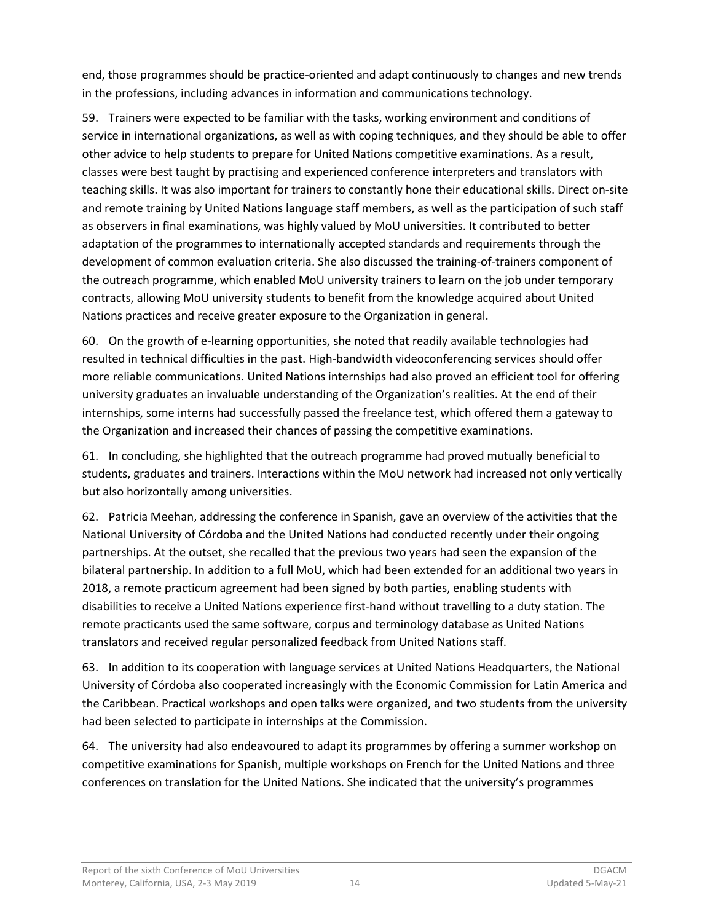end, those programmes should be practice-oriented and adapt continuously to changes and new trends in the professions, including advances in information and communications technology.

59. Trainers were expected to be familiar with the tasks, working environment and conditions of service in international organizations, as well as with coping techniques, and they should be able to offer other advice to help students to prepare for United Nations competitive examinations. As a result, classes were best taught by practising and experienced conference interpreters and translators with teaching skills. It was also important for trainers to constantly hone their educational skills. Direct on-site and remote training by United Nations language staff members, as well as the participation of such staff as observers in final examinations, was highly valued by MoU universities. It contributed to better adaptation of the programmes to internationally accepted standards and requirements through the development of common evaluation criteria. She also discussed the training-of-trainers component of the outreach programme, which enabled MoU university trainers to learn on the job under temporary contracts, allowing MoU university students to benefit from the knowledge acquired about United Nations practices and receive greater exposure to the Organization in general.

60. On the growth of e-learning opportunities, she noted that readily available technologies had resulted in technical difficulties in the past. High-bandwidth videoconferencing services should offer more reliable communications. United Nations internships had also proved an efficient tool for offering university graduates an invaluable understanding of the Organization's realities. At the end of their internships, some interns had successfully passed the freelance test, which offered them a gateway to the Organization and increased their chances of passing the competitive examinations.

61. In concluding, she highlighted that the outreach programme had proved mutually beneficial to students, graduates and trainers. Interactions within the MoU network had increased not only vertically but also horizontally among universities.

62. Patricia Meehan, addressing the conference in Spanish, gave an overview of the activities that the National University of Córdoba and the United Nations had conducted recently under their ongoing partnerships. At the outset, she recalled that the previous two years had seen the expansion of the bilateral partnership. In addition to a full MoU, which had been extended for an additional two years in 2018, a remote practicum agreement had been signed by both parties, enabling students with disabilities to receive a United Nations experience first-hand without travelling to a duty station. The remote practicants used the same software, corpus and terminology database as United Nations translators and received regular personalized feedback from United Nations staff.

63. In addition to its cooperation with language services at United Nations Headquarters, the National University of Córdoba also cooperated increasingly with the Economic Commission for Latin America and the Caribbean. Practical workshops and open talks were organized, and two students from the university had been selected to participate in internships at the Commission.

64. The university had also endeavoured to adapt its programmes by offering a summer workshop on competitive examinations for Spanish, multiple workshops on French for the United Nations and three conferences on translation for the United Nations. She indicated that the university's programmes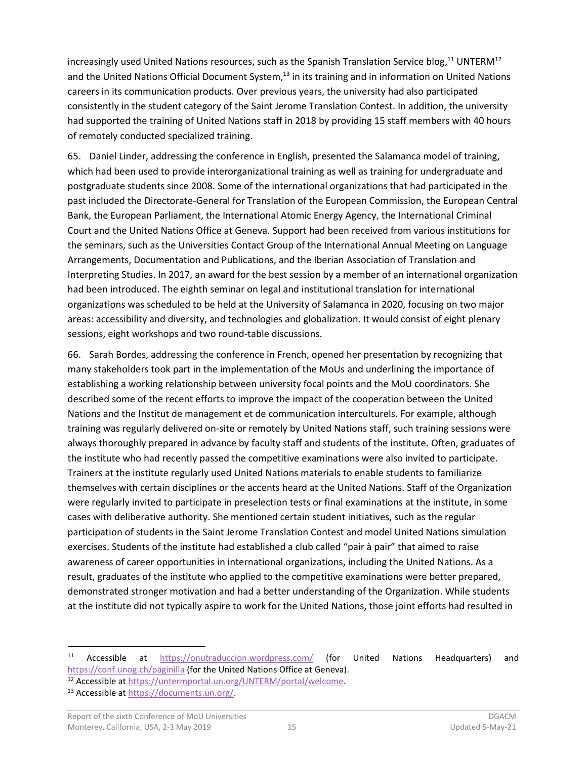increasingly used United Nations resources, such as the Spanish Translation Service blog,[11] UNTERM[12] and the United Nations Official Document System,[13] in its training and in information on United Nations careers in its communication products. Over previous years, the university had also participated consistently in the student category of the Saint Jerome Translation Contest. In addition, the university had supported the training of United Nations staff in 2018 by providing 15 staff members with 40 hours of remotely conducted specialized training.

65. Daniel Linder, addressing the conference in English, presented the Salamanca model of training, which had been used to provide interorganizational training as well as training for undergraduate and postgraduate students since 2008. Some of the international organizations that had participated in the past included the Directorate-General for Translation of the European Commission, the European Central Bank, the European Parliament, the International Atomic Energy Agency, the International Criminal Court and the United Nations Office at Geneva. Support had been received from various institutions for the seminars, such as the Universities Contact Group of the International Annual Meeting on Language Arrangements, Documentation and Publications, and the Iberian Association of Translation and Interpreting Studies. In 2017, an award for the best session by a member of an international organization had been introduced. The eighth seminar on legal and institutional translation for international organizations was scheduled to be held at the University of Salamanca in 2020, focusing on two major areas: accessibility and diversity, and technologies and globalization. It would consist of eight plenary sessions, eight workshops and two round-table discussions.

66. Sarah Bordes, addressing the conference in French, opened her presentation by recognizing that many stakeholders took part in the implementation of the MoUs and underlining the importance of establishing a working relationship between university focal points and the MoU coordinators. She described some of the recent efforts to improve the impact of the cooperation between the United Nations and the Institut de management et de communication interculturels. For example, although training was regularly delivered on-site or remotely by United Nations staff, such training sessions were always thoroughly prepared in advance by faculty staff and students of the institute. Often, graduates of the institute who had recently passed the competitive examinations were also invited to participate. Trainers at the institute regularly used United Nations materials to enable students to familiarize themselves with certain disciplines or the accents heard at the United Nations. Staff of the Organization were regularly invited to participate in preselection tests or final examinations at the institute, in some cases with deliberative authority. She mentioned certain student initiatives, such as the regular participation of students in the Saint Jerome Translation Contest and model United Nations simulation exercises. Students of the institute had established a club called "pair à pair" that aimed to raise awareness of career opportunities in international organizations, including the United Nations. As a result, graduates of the institute who applied to the competitive examinations were better prepared, demonstrated stronger motivation and had a better understanding of the Organization. While students at the institute did not typically aspire to work for the United Nations, those joint efforts had resulted in

---

[11] Accessible at https://onutraduccion.wordpress.com/ (for United Nations Headquarters) and https://conf.unog.ch/paginilla (for the United Nations Office at Geneva).

[12] Accessible at https://untermportal.un.org/UNTERM/portal/welcome.

[13] Accessible at https://documents.un.org/.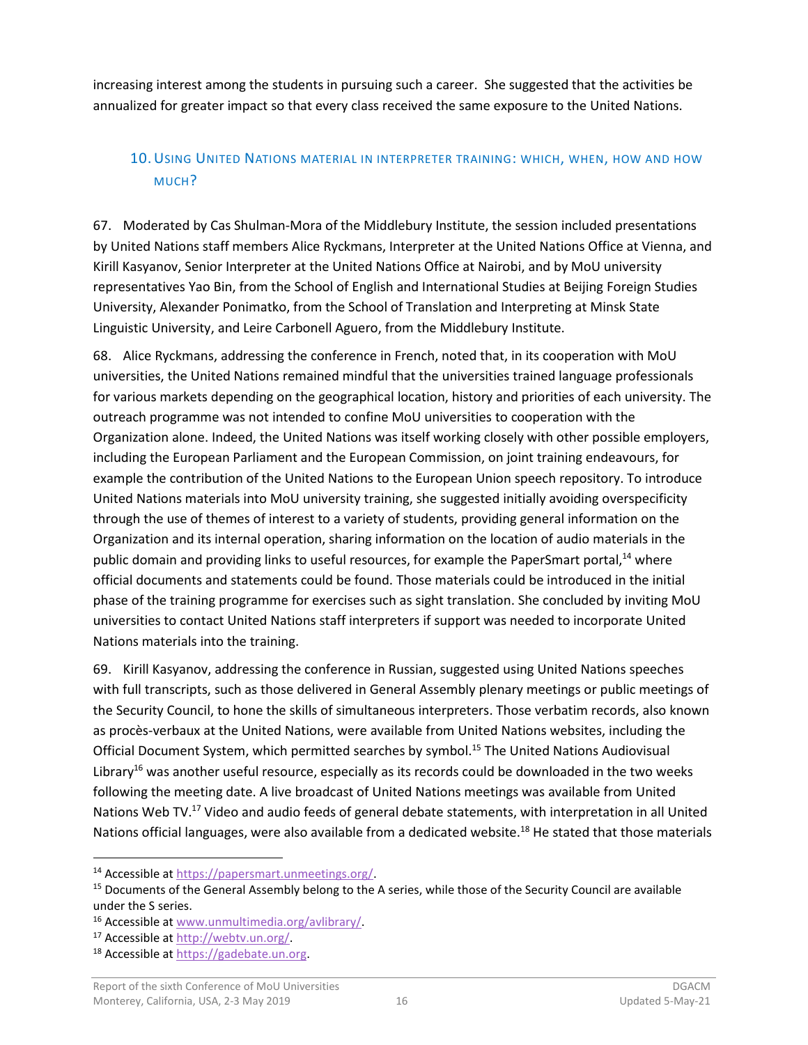increasing interest among the students in pursuing such a career. She suggested that the activities be annualized for greater impact so that every class received the same exposure to the United Nations.

## 10. Using United Nations material in interpreter training: which, when, how and how much?

67. Moderated by Cas Shulman-Mora of the Middlebury Institute, the session included presentations by United Nations staff members Alice Ryckmans, Interpreter at the United Nations Office at Vienna, and Kirill Kasyanov, Senior Interpreter at the United Nations Office at Nairobi, and by MoU university representatives Yao Bin, from the School of English and International Studies at Beijing Foreign Studies University, Alexander Ponimatko, from the School of Translation and Interpreting at Minsk State Linguistic University, and Leire Carbonell Aguero, from the Middlebury Institute.

68. Alice Ryckmans, addressing the conference in French, noted that, in its cooperation with MoU universities, the United Nations remained mindful that the universities trained language professionals for various markets depending on the geographical location, history and priorities of each university. The outreach programme was not intended to confine MoU universities to cooperation with the Organization alone. Indeed, the United Nations was itself working closely with other possible employers, including the European Parliament and the European Commission, on joint training endeavours, for example the contribution of the United Nations to the European Union speech repository. To introduce United Nations materials into MoU university training, she suggested initially avoiding overspecificity through the use of themes of interest to a variety of students, providing general information on the Organization and its internal operation, sharing information on the location of audio materials in the public domain and providing links to useful resources, for example the PaperSmart portal,[14] where official documents and statements could be found. Those materials could be introduced in the initial phase of the training programme for exercises such as sight translation. She concluded by inviting MoU universities to contact United Nations staff interpreters if support was needed to incorporate United Nations materials into the training.

69. Kirill Kasyanov, addressing the conference in Russian, suggested using United Nations speeches with full transcripts, such as those delivered in General Assembly plenary meetings or public meetings of the Security Council, to hone the skills of simultaneous interpreters. Those verbatim records, also known as procès-verbaux at the United Nations, were available from United Nations websites, including the Official Document System, which permitted searches by symbol.[15] The United Nations Audiovisual Library[16] was another useful resource, especially as its records could be downloaded in the two weeks following the meeting date. A live broadcast of United Nations meetings was available from United Nations Web TV.[17] Video and audio feeds of general debate statements, with interpretation in all United Nations official languages, were also available from a dedicated website.[18] He stated that those materials

---

[14] Accessible at https://papersmart.unmeetings.org/.

[15] Documents of the General Assembly belong to the A series, while those of the Security Council are available under the S series.

[16] Accessible at www.unmultimedia.org/avlibrary/.

[17] Accessible at http://webtv.un.org/.

[18] Accessible at https://gadebate.un.org.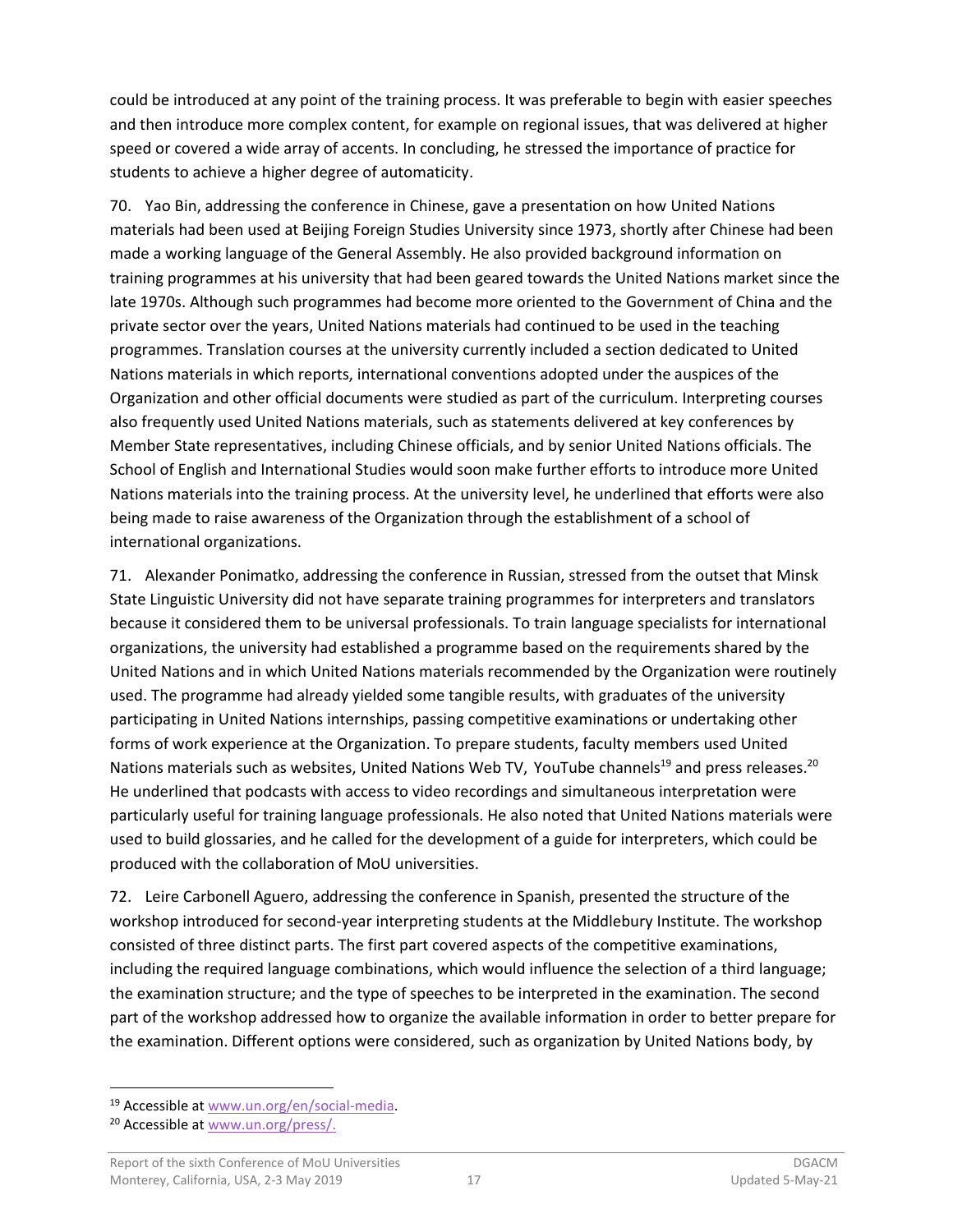could be introduced at any point of the training process. It was preferable to begin with easier speeches and then introduce more complex content, for example on regional issues, that was delivered at higher speed or covered a wide array of accents. In concluding, he stressed the importance of practice for students to achieve a higher degree of automaticity.

70. Yao Bin, addressing the conference in Chinese, gave a presentation on how United Nations materials had been used at Beijing Foreign Studies University since 1973, shortly after Chinese had been made a working language of the General Assembly. He also provided background information on training programmes at his university that had been geared towards the United Nations market since the late 1970s. Although such programmes had become more oriented to the Government of China and the private sector over the years, United Nations materials had continued to be used in the teaching programmes. Translation courses at the university currently included a section dedicated to United Nations materials in which reports, international conventions adopted under the auspices of the Organization and other official documents were studied as part of the curriculum. Interpreting courses also frequently used United Nations materials, such as statements delivered at key conferences by Member State representatives, including Chinese officials, and by senior United Nations officials. The School of English and International Studies would soon make further efforts to introduce more United Nations materials into the training process. At the university level, he underlined that efforts were also being made to raise awareness of the Organization through the establishment of a school of international organizations.

71. Alexander Ponimatko, addressing the conference in Russian, stressed from the outset that Minsk State Linguistic University did not have separate training programmes for interpreters and translators because it considered them to be universal professionals. To train language specialists for international organizations, the university had established a programme based on the requirements shared by the United Nations and in which United Nations materials recommended by the Organization were routinely used. The programme had already yielded some tangible results, with graduates of the university participating in United Nations internships, passing competitive examinations or undertaking other forms of work experience at the Organization. To prepare students, faculty members used United Nations materials such as websites, United Nations Web TV, YouTube channels[19] and press releases.[20] He underlined that podcasts with access to video recordings and simultaneous interpretation were particularly useful for training language professionals. He also noted that United Nations materials were used to build glossaries, and he called for the development of a guide for interpreters, which could be produced with the collaboration of MoU universities.

72. Leire Carbonell Aguero, addressing the conference in Spanish, presented the structure of the workshop introduced for second-year interpreting students at the Middlebury Institute. The workshop consisted of three distinct parts. The first part covered aspects of the competitive examinations, including the required language combinations, which would influence the selection of a third language; the examination structure; and the type of speeches to be interpreted in the examination. The second part of the workshop addressed how to organize the available information in order to better prepare for the examination. Different options were considered, such as organization by United Nations body, by

---

[19] Accessible at www.un.org/en/social-media.

[20] Accessible at www.un.org/press/.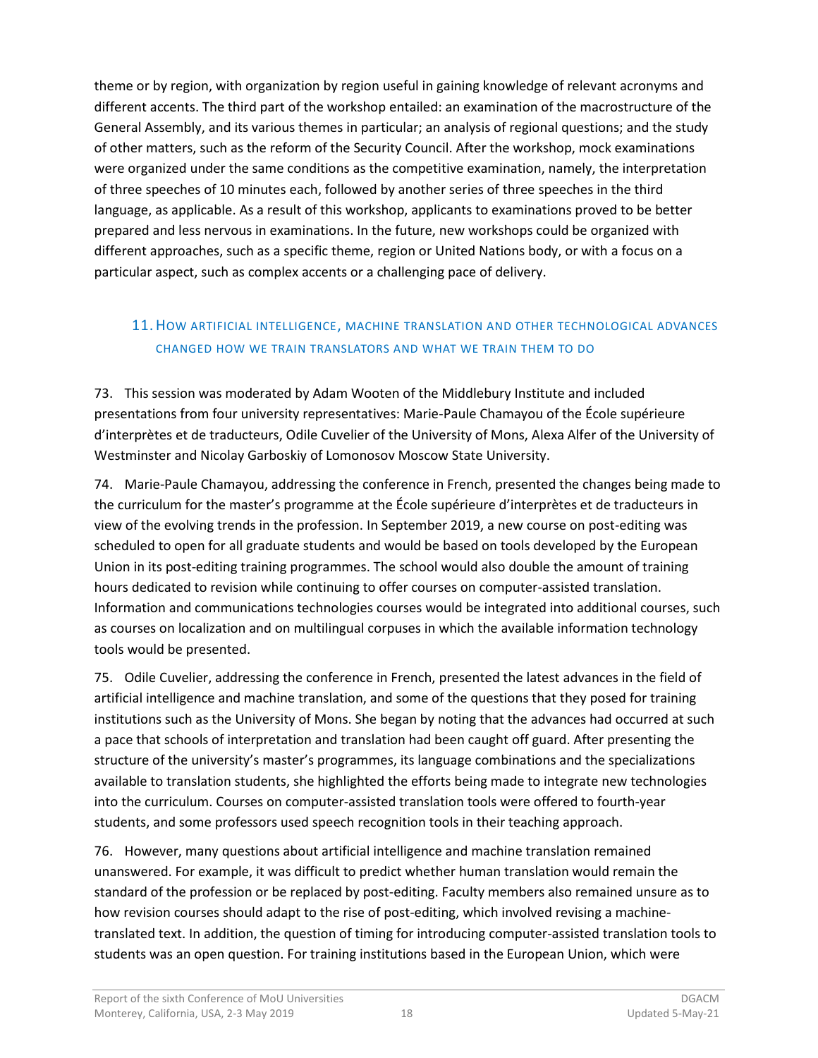theme or by region, with organization by region useful in gaining knowledge of relevant acronyms and different accents. The third part of the workshop entailed: an examination of the macrostructure of the General Assembly, and its various themes in particular; an analysis of regional questions; and the study of other matters, such as the reform of the Security Council. After the workshop, mock examinations were organized under the same conditions as the competitive examination, namely, the interpretation of three speeches of 10 minutes each, followed by another series of three speeches in the third language, as applicable. As a result of this workshop, applicants to examinations proved to be better prepared and less nervous in examinations. In the future, new workshops could be organized with different approaches, such as a specific theme, region or United Nations body, or with a focus on a particular aspect, such as complex accents or a challenging pace of delivery.

## 11. How artificial intelligence, machine translation and other technological advances changed how we train translators and what we train them to do

73. This session was moderated by Adam Wooten of the Middlebury Institute and included presentations from four university representatives: Marie-Paule Chamayou of the École supérieure d'interprètes et de traducteurs, Odile Cuvelier of the University of Mons, Alexa Alfer of the University of Westminster and Nicolay Garboskiy of Lomonosov Moscow State University.

74. Marie-Paule Chamayou, addressing the conference in French, presented the changes being made to the curriculum for the master's programme at the École supérieure d'interprètes et de traducteurs in view of the evolving trends in the profession. In September 2019, a new course on post-editing was scheduled to open for all graduate students and would be based on tools developed by the European Union in its post-editing training programmes. The school would also double the amount of training hours dedicated to revision while continuing to offer courses on computer-assisted translation. Information and communications technologies courses would be integrated into additional courses, such as courses on localization and on multilingual corpuses in which the available information technology tools would be presented.

75. Odile Cuvelier, addressing the conference in French, presented the latest advances in the field of artificial intelligence and machine translation, and some of the questions that they posed for training institutions such as the University of Mons. She began by noting that the advances had occurred at such a pace that schools of interpretation and translation had been caught off guard. After presenting the structure of the university's master's programmes, its language combinations and the specializations available to translation students, she highlighted the efforts being made to integrate new technologies into the curriculum. Courses on computer-assisted translation tools were offered to fourth-year students, and some professors used speech recognition tools in their teaching approach.

76. However, many questions about artificial intelligence and machine translation remained unanswered. For example, it was difficult to predict whether human translation would remain the standard of the profession or be replaced by post-editing. Faculty members also remained unsure as to how revision courses should adapt to the rise of post-editing, which involved revising a machine-translated text. In addition, the question of timing for introducing computer-assisted translation tools to students was an open question. For training institutions based in the European Union, which were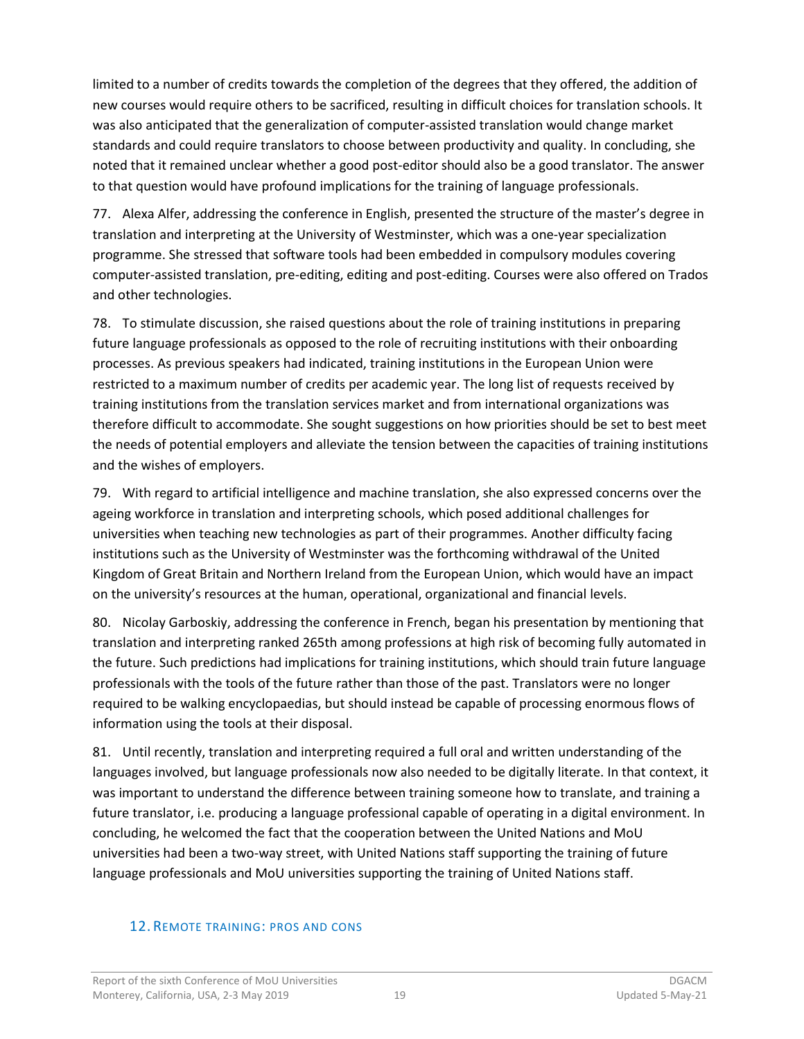limited to a number of credits towards the completion of the degrees that they offered, the addition of new courses would require others to be sacrificed, resulting in difficult choices for translation schools. It was also anticipated that the generalization of computer-assisted translation would change market standards and could require translators to choose between productivity and quality. In concluding, she noted that it remained unclear whether a good post-editor should also be a good translator. The answer to that question would have profound implications for the training of language professionals.

77. Alexa Alfer, addressing the conference in English, presented the structure of the master's degree in translation and interpreting at the University of Westminster, which was a one-year specialization programme. She stressed that software tools had been embedded in compulsory modules covering computer-assisted translation, pre-editing, editing and post-editing. Courses were also offered on Trados and other technologies.

78. To stimulate discussion, she raised questions about the role of training institutions in preparing future language professionals as opposed to the role of recruiting institutions with their onboarding processes. As previous speakers had indicated, training institutions in the European Union were restricted to a maximum number of credits per academic year. The long list of requests received by training institutions from the translation services market and from international organizations was therefore difficult to accommodate. She sought suggestions on how priorities should be set to best meet the needs of potential employers and alleviate the tension between the capacities of training institutions and the wishes of employers.

79. With regard to artificial intelligence and machine translation, she also expressed concerns over the ageing workforce in translation and interpreting schools, which posed additional challenges for universities when teaching new technologies as part of their programmes. Another difficulty facing institutions such as the University of Westminster was the forthcoming withdrawal of the United Kingdom of Great Britain and Northern Ireland from the European Union, which would have an impact on the university's resources at the human, operational, organizational and financial levels.

80. Nicolay Garboskiy, addressing the conference in French, began his presentation by mentioning that translation and interpreting ranked 265th among professions at high risk of becoming fully automated in the future. Such predictions had implications for training institutions, which should train future language professionals with the tools of the future rather than those of the past. Translators were no longer required to be walking encyclopaedias, but should instead be capable of processing enormous flows of information using the tools at their disposal.

81. Until recently, translation and interpreting required a full oral and written understanding of the languages involved, but language professionals now also needed to be digitally literate. In that context, it was important to understand the difference between training someone how to translate, and training a future translator, i.e. producing a language professional capable of operating in a digital environment. In concluding, he welcomed the fact that the cooperation between the United Nations and MoU universities had been a two-way street, with United Nations staff supporting the training of future language professionals and MoU universities supporting the training of United Nations staff.

## 12. Remote training: pros and cons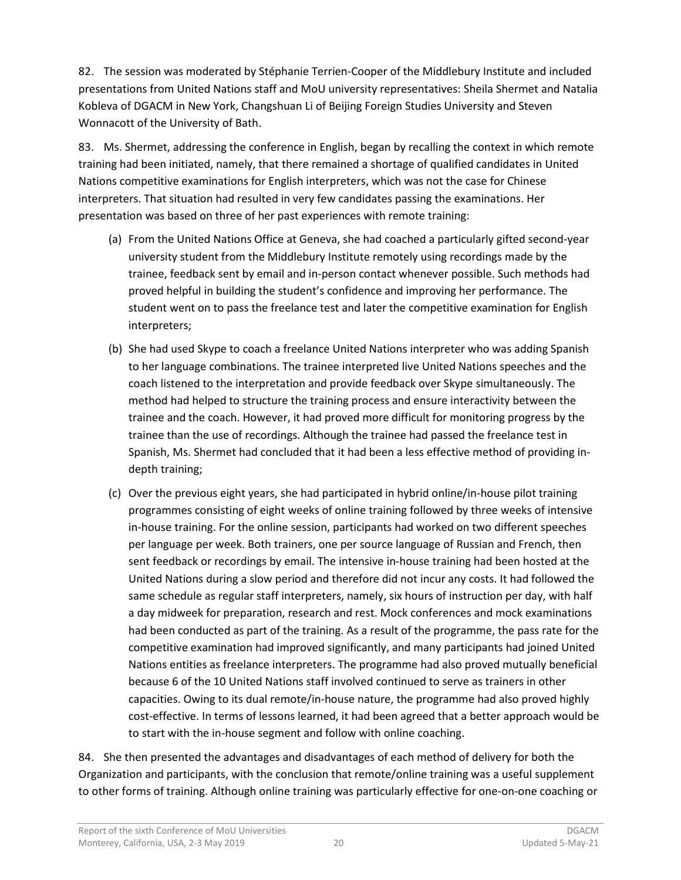82. The session was moderated by Stéphanie Terrien-Cooper of the Middlebury Institute and included presentations from United Nations staff and MoU university representatives: Sheila Shermet and Natalia Kobleva of DGACM in New York, Changshuan Li of Beijing Foreign Studies University and Steven Wonnacott of the University of Bath.

83. Ms. Shermet, addressing the conference in English, began by recalling the context in which remote training had been initiated, namely, that there remained a shortage of qualified candidates in United Nations competitive examinations for English interpreters, which was not the case for Chinese interpreters. That situation had resulted in very few candidates passing the examinations. Her presentation was based on three of her past experiences with remote training:

(a) From the United Nations Office at Geneva, she had coached a particularly gifted second-year university student from the Middlebury Institute remotely using recordings made by the trainee, feedback sent by email and in-person contact whenever possible. Such methods had proved helpful in building the student's confidence and improving her performance. The student went on to pass the freelance test and later the competitive examination for English interpreters;

(b) She had used Skype to coach a freelance United Nations interpreter who was adding Spanish to her language combinations. The trainee interpreted live United Nations speeches and the coach listened to the interpretation and provide feedback over Skype simultaneously. The method had helped to structure the training process and ensure interactivity between the trainee and the coach. However, it had proved more difficult for monitoring progress by the trainee than the use of recordings. Although the trainee had passed the freelance test in Spanish, Ms. Shermet had concluded that it had been a less effective method of providing in-depth training;

(c) Over the previous eight years, she had participated in hybrid online/in-house pilot training programmes consisting of eight weeks of online training followed by three weeks of intensive in-house training. For the online session, participants had worked on two different speeches per language per week. Both trainers, one per source language of Russian and French, then sent feedback or recordings by email. The intensive in-house training had been hosted at the United Nations during a slow period and therefore did not incur any costs. It had followed the same schedule as regular staff interpreters, namely, six hours of instruction per day, with half a day midweek for preparation, research and rest. Mock conferences and mock examinations had been conducted as part of the training. As a result of the programme, the pass rate for the competitive examination had improved significantly, and many participants had joined United Nations entities as freelance interpreters. The programme had also proved mutually beneficial because 6 of the 10 United Nations staff involved continued to serve as trainers in other capacities. Owing to its dual remote/in-house nature, the programme had also proved highly cost-effective. In terms of lessons learned, it had been agreed that a better approach would be to start with the in-house segment and follow with online coaching.

84. She then presented the advantages and disadvantages of each method of delivery for both the Organization and participants, with the conclusion that remote/online training was a useful supplement to other forms of training. Although online training was particularly effective for one-on-one coaching or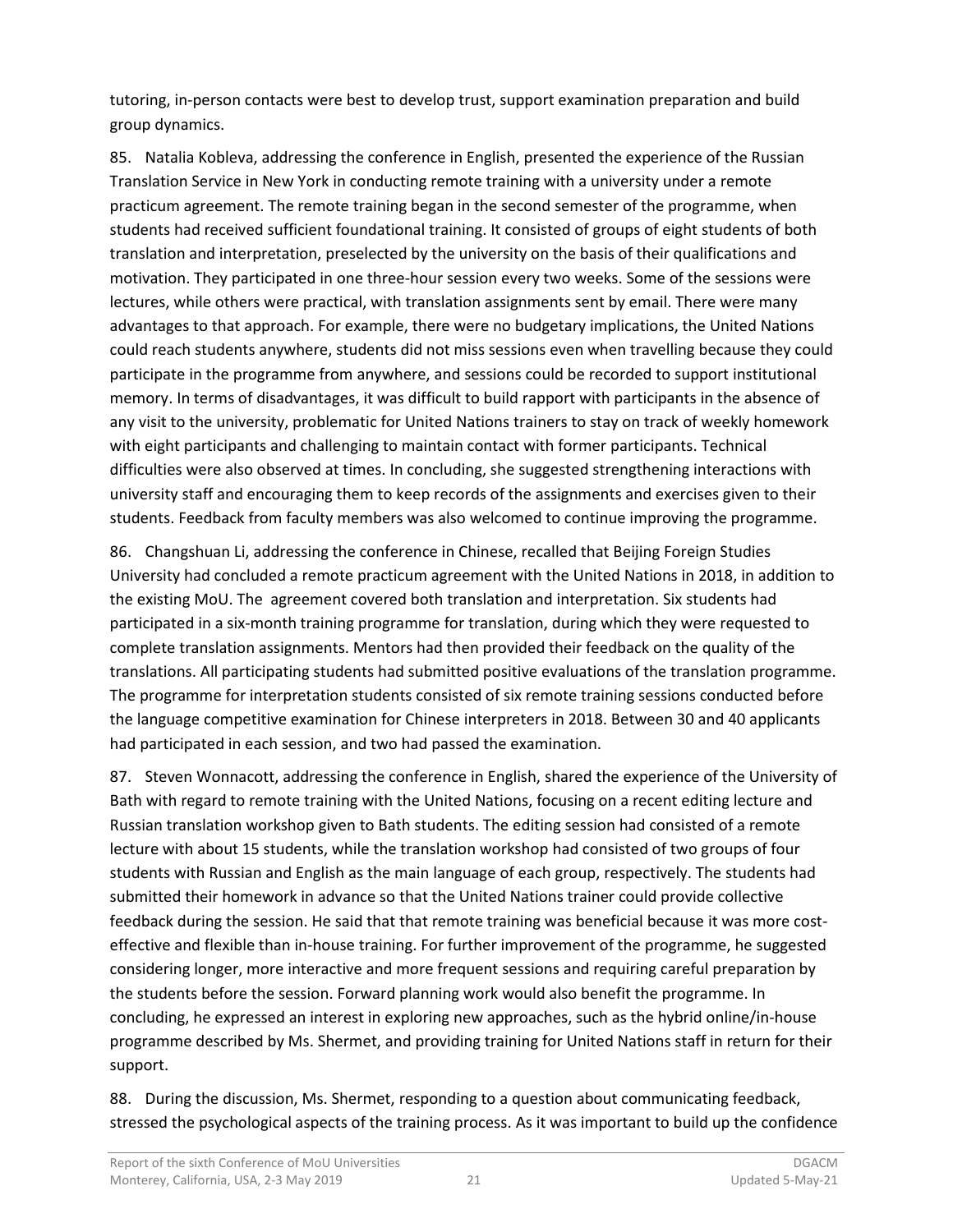tutoring, in-person contacts were best to develop trust, support examination preparation and build group dynamics.

85. Natalia Kobleva, addressing the conference in English, presented the experience of the Russian Translation Service in New York in conducting remote training with a university under a remote practicum agreement. The remote training began in the second semester of the programme, when students had received sufficient foundational training. It consisted of groups of eight students of both translation and interpretation, preselected by the university on the basis of their qualifications and motivation. They participated in one three-hour session every two weeks. Some of the sessions were lectures, while others were practical, with translation assignments sent by email. There were many advantages to that approach. For example, there were no budgetary implications, the United Nations could reach students anywhere, students did not miss sessions even when travelling because they could participate in the programme from anywhere, and sessions could be recorded to support institutional memory. In terms of disadvantages, it was difficult to build rapport with participants in the absence of any visit to the university, problematic for United Nations trainers to stay on track of weekly homework with eight participants and challenging to maintain contact with former participants. Technical difficulties were also observed at times. In concluding, she suggested strengthening interactions with university staff and encouraging them to keep records of the assignments and exercises given to their students. Feedback from faculty members was also welcomed to continue improving the programme.

86. Changshuan Li, addressing the conference in Chinese, recalled that Beijing Foreign Studies University had concluded a remote practicum agreement with the United Nations in 2018, in addition to the existing MoU. The agreement covered both translation and interpretation. Six students had participated in a six-month training programme for translation, during which they were requested to complete translation assignments. Mentors had then provided their feedback on the quality of the translations. All participating students had submitted positive evaluations of the translation programme. The programme for interpretation students consisted of six remote training sessions conducted before the language competitive examination for Chinese interpreters in 2018. Between 30 and 40 applicants had participated in each session, and two had passed the examination.

87. Steven Wonnacott, addressing the conference in English, shared the experience of the University of Bath with regard to remote training with the United Nations, focusing on a recent editing lecture and Russian translation workshop given to Bath students. The editing session had consisted of a remote lecture with about 15 students, while the translation workshop had consisted of two groups of four students with Russian and English as the main language of each group, respectively. The students had submitted their homework in advance so that the United Nations trainer could provide collective feedback during the session. He said that that remote training was beneficial because it was more cost-effective and flexible than in-house training. For further improvement of the programme, he suggested considering longer, more interactive and more frequent sessions and requiring careful preparation by the students before the session. Forward planning work would also benefit the programme. In concluding, he expressed an interest in exploring new approaches, such as the hybrid online/in-house programme described by Ms. Shermet, and providing training for United Nations staff in return for their support.

88. During the discussion, Ms. Shermet, responding to a question about communicating feedback, stressed the psychological aspects of the training process. As it was important to build up the confidence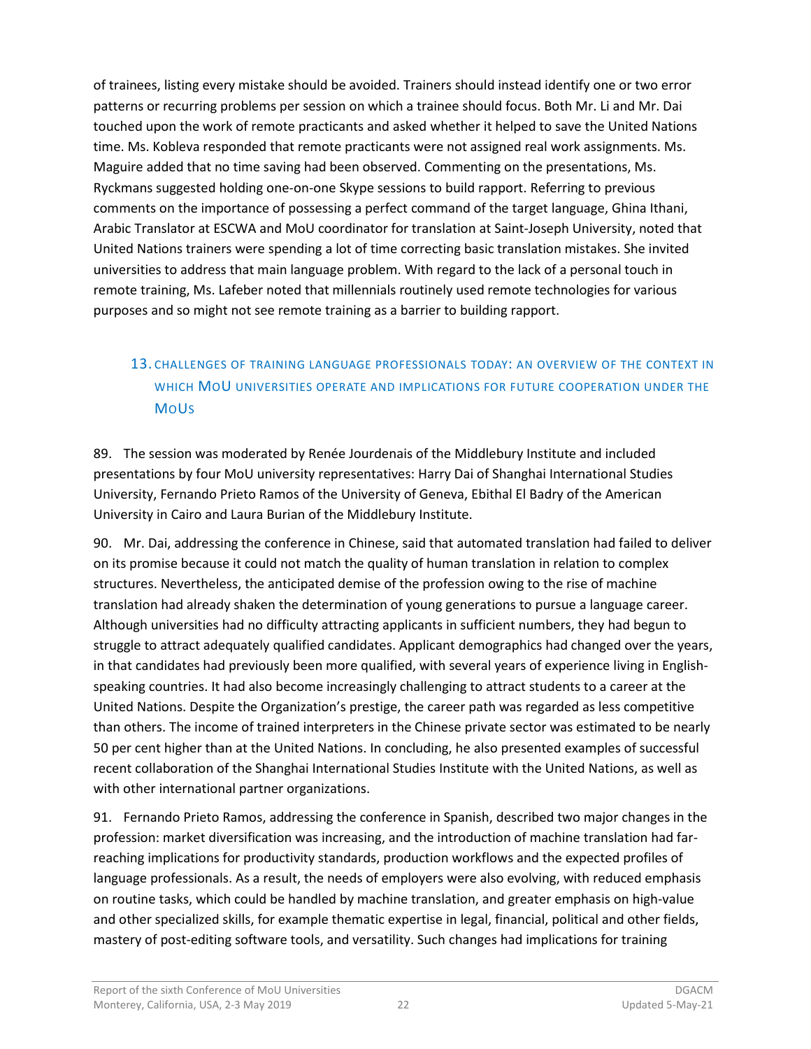of trainees, listing every mistake should be avoided. Trainers should instead identify one or two error patterns or recurring problems per session on which a trainee should focus. Both Mr. Li and Mr. Dai touched upon the work of remote practicants and asked whether it helped to save the United Nations time. Ms. Kobleva responded that remote practicants were not assigned real work assignments. Ms. Maguire added that no time saving had been observed. Commenting on the presentations, Ms. Ryckmans suggested holding one-on-one Skype sessions to build rapport. Referring to previous comments on the importance of possessing a perfect command of the target language, Ghina Ithani, Arabic Translator at ESCWA and MoU coordinator for translation at Saint-Joseph University, noted that United Nations trainers were spending a lot of time correcting basic translation mistakes. She invited universities to address that main language problem. With regard to the lack of a personal touch in remote training, Ms. Lafeber noted that millennials routinely used remote technologies for various purposes and so might not see remote training as a barrier to building rapport.

## 13. CHALLENGES OF TRAINING LANGUAGE PROFESSIONALS TODAY: AN OVERVIEW OF THE CONTEXT IN WHICH MOU UNIVERSITIES OPERATE AND IMPLICATIONS FOR FUTURE COOPERATION UNDER THE MOUS

89. The session was moderated by Renée Jourdenais of the Middlebury Institute and included presentations by four MoU university representatives: Harry Dai of Shanghai International Studies University, Fernando Prieto Ramos of the University of Geneva, Ebithal El Badry of the American University in Cairo and Laura Burian of the Middlebury Institute.

90. Mr. Dai, addressing the conference in Chinese, said that automated translation had failed to deliver on its promise because it could not match the quality of human translation in relation to complex structures. Nevertheless, the anticipated demise of the profession owing to the rise of machine translation had already shaken the determination of young generations to pursue a language career. Although universities had no difficulty attracting applicants in sufficient numbers, they had begun to struggle to attract adequately qualified candidates. Applicant demographics had changed over the years, in that candidates had previously been more qualified, with several years of experience living in English-speaking countries. It had also become increasingly challenging to attract students to a career at the United Nations. Despite the Organization's prestige, the career path was regarded as less competitive than others. The income of trained interpreters in the Chinese private sector was estimated to be nearly 50 per cent higher than at the United Nations. In concluding, he also presented examples of successful recent collaboration of the Shanghai International Studies Institute with the United Nations, as well as with other international partner organizations.

91. Fernando Prieto Ramos, addressing the conference in Spanish, described two major changes in the profession: market diversification was increasing, and the introduction of machine translation had far-reaching implications for productivity standards, production workflows and the expected profiles of language professionals. As a result, the needs of employers were also evolving, with reduced emphasis on routine tasks, which could be handled by machine translation, and greater emphasis on high-value and other specialized skills, for example thematic expertise in legal, financial, political and other fields, mastery of post-editing software tools, and versatility. Such changes had implications for training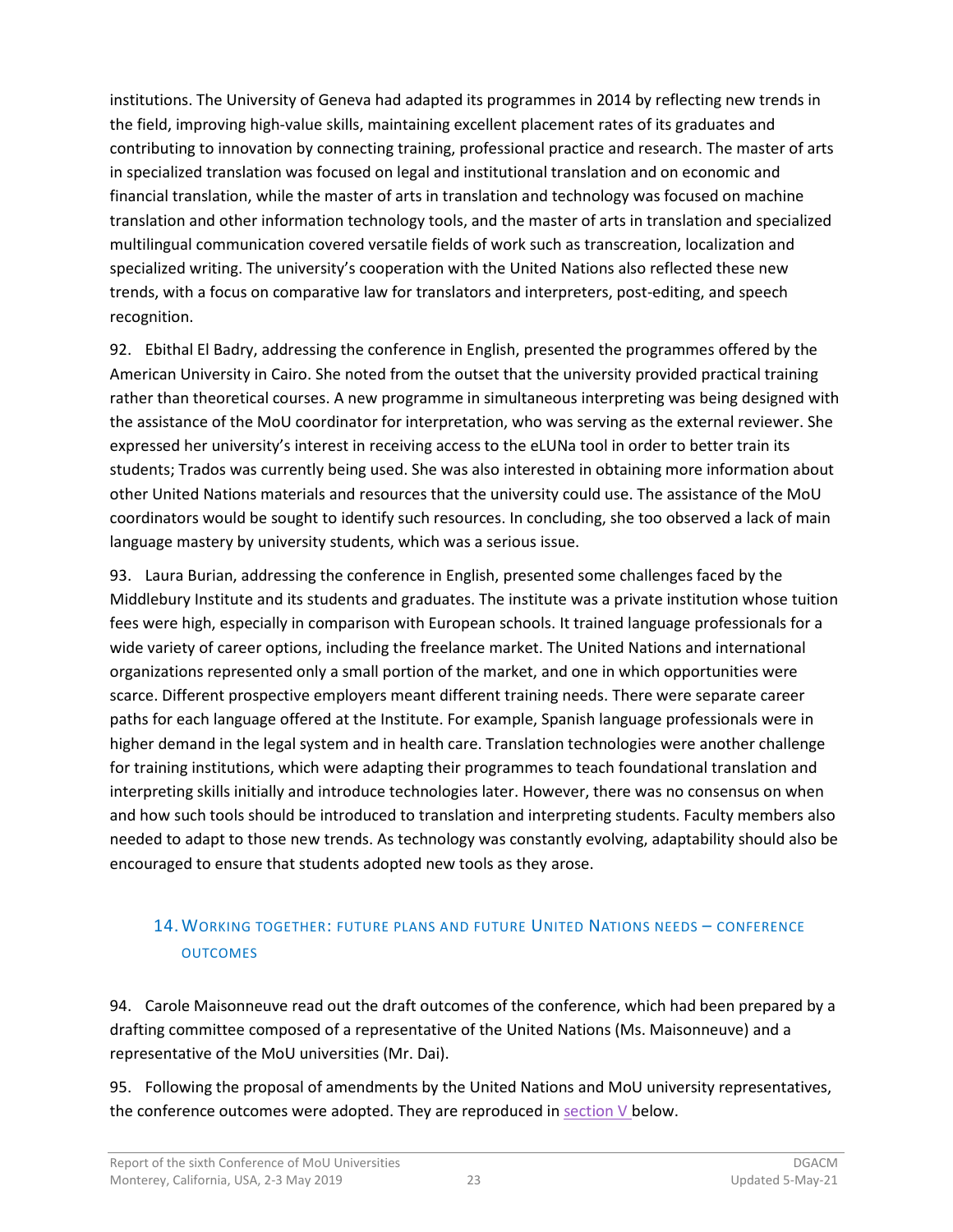institutions. The University of Geneva had adapted its programmes in 2014 by reflecting new trends in the field, improving high-value skills, maintaining excellent placement rates of its graduates and contributing to innovation by connecting training, professional practice and research. The master of arts in specialized translation was focused on legal and institutional translation and on economic and financial translation, while the master of arts in translation and technology was focused on machine translation and other information technology tools, and the master of arts in translation and specialized multilingual communication covered versatile fields of work such as transcreation, localization and specialized writing. The university's cooperation with the United Nations also reflected these new trends, with a focus on comparative law for translators and interpreters, post-editing, and speech recognition.

92. Ebithal El Badry, addressing the conference in English, presented the programmes offered by the American University in Cairo. She noted from the outset that the university provided practical training rather than theoretical courses. A new programme in simultaneous interpreting was being designed with the assistance of the MoU coordinator for interpretation, who was serving as the external reviewer. She expressed her university's interest in receiving access to the eLUNa tool in order to better train its students; Trados was currently being used. She was also interested in obtaining more information about other United Nations materials and resources that the university could use. The assistance of the MoU coordinators would be sought to identify such resources. In concluding, she too observed a lack of main language mastery by university students, which was a serious issue.

93. Laura Burian, addressing the conference in English, presented some challenges faced by the Middlebury Institute and its students and graduates. The institute was a private institution whose tuition fees were high, especially in comparison with European schools. It trained language professionals for a wide variety of career options, including the freelance market. The United Nations and international organizations represented only a small portion of the market, and one in which opportunities were scarce. Different prospective employers meant different training needs. There were separate career paths for each language offered at the Institute. For example, Spanish language professionals were in higher demand in the legal system and in health care. Translation technologies were another challenge for training institutions, which were adapting their programmes to teach foundational translation and interpreting skills initially and introduce technologies later. However, there was no consensus on when and how such tools should be introduced to translation and interpreting students. Faculty members also needed to adapt to those new trends. As technology was constantly evolving, adaptability should also be encouraged to ensure that students adopted new tools as they arose.

## 14. Working together: future plans and future United Nations needs – conference outcomes

94. Carole Maisonneuve read out the draft outcomes of the conference, which had been prepared by a drafting committee composed of a representative of the United Nations (Ms. Maisonneuve) and a representative of the MoU universities (Mr. Dai).

95. Following the proposal of amendments by the United Nations and MoU university representatives, the conference outcomes were adopted. They are reproduced in section V below.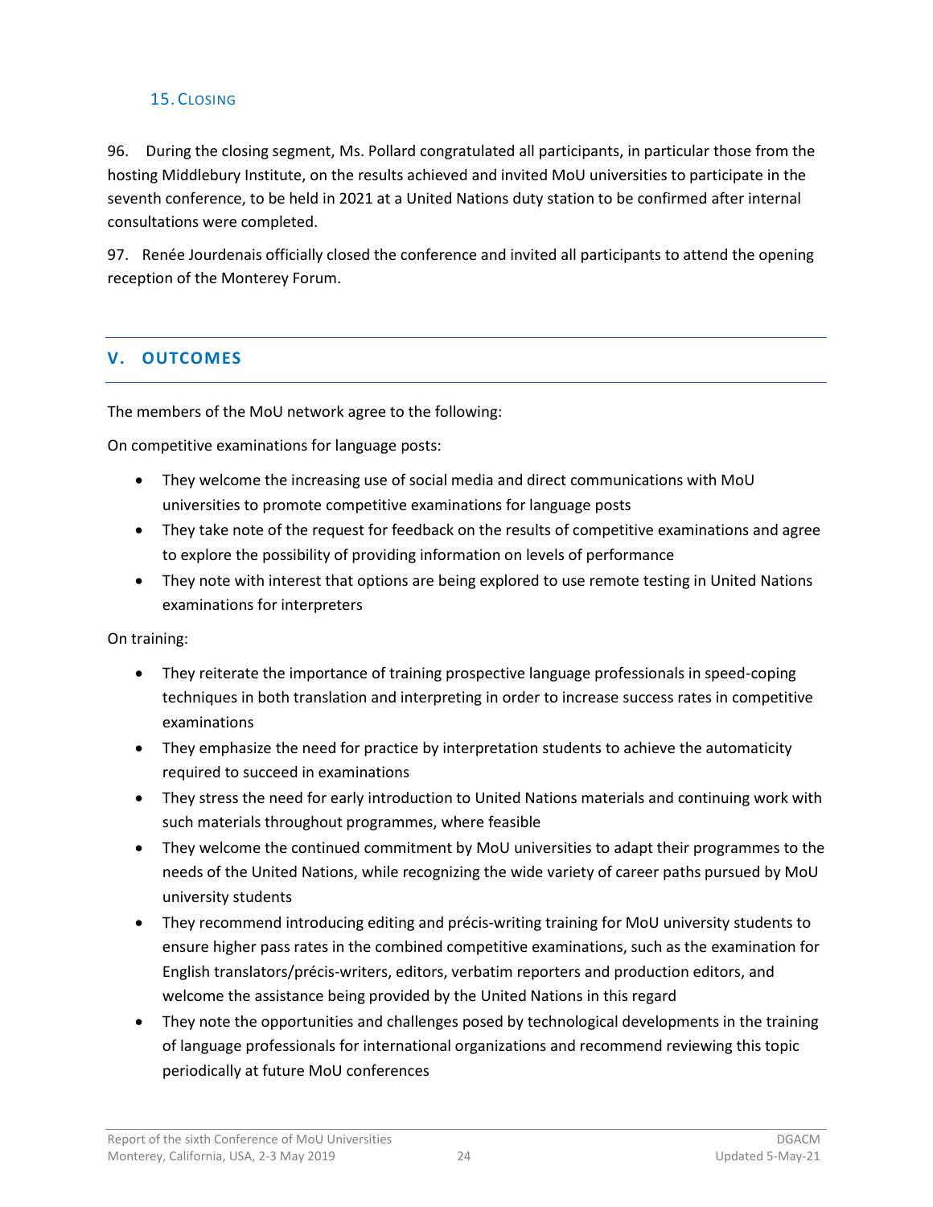### 15. Closing

96. During the closing segment, Ms. Pollard congratulated all participants, in particular those from the hosting Middlebury Institute, on the results achieved and invited MoU universities to participate in the seventh conference, to be held in 2021 at a United Nations duty station to be confirmed after internal consultations were completed.

97. Renée Jourdenais officially closed the conference and invited all participants to attend the opening reception of the Monterey Forum.

## V. OUTCOMES

The members of the MoU network agree to the following:

On competitive examinations for language posts:

- They welcome the increasing use of social media and direct communications with MoU universities to promote competitive examinations for language posts
- They take note of the request for feedback on the results of competitive examinations and agree to explore the possibility of providing information on levels of performance
- They note with interest that options are being explored to use remote testing in United Nations examinations for interpreters

On training:

- They reiterate the importance of training prospective language professionals in speed-coping techniques in both translation and interpreting in order to increase success rates in competitive examinations
- They emphasize the need for practice by interpretation students to achieve the automaticity required to succeed in examinations
- They stress the need for early introduction to United Nations materials and continuing work with such materials throughout programmes, where feasible
- They welcome the continued commitment by MoU universities to adapt their programmes to the needs of the United Nations, while recognizing the wide variety of career paths pursued by MoU university students
- They recommend introducing editing and précis-writing training for MoU university students to ensure higher pass rates in the combined competitive examinations, such as the examination for English translators/précis-writers, editors, verbatim reporters and production editors, and welcome the assistance being provided by the United Nations in this regard
- They note the opportunities and challenges posed by technological developments in the training of language professionals for international organizations and recommend reviewing this topic periodically at future MoU conferences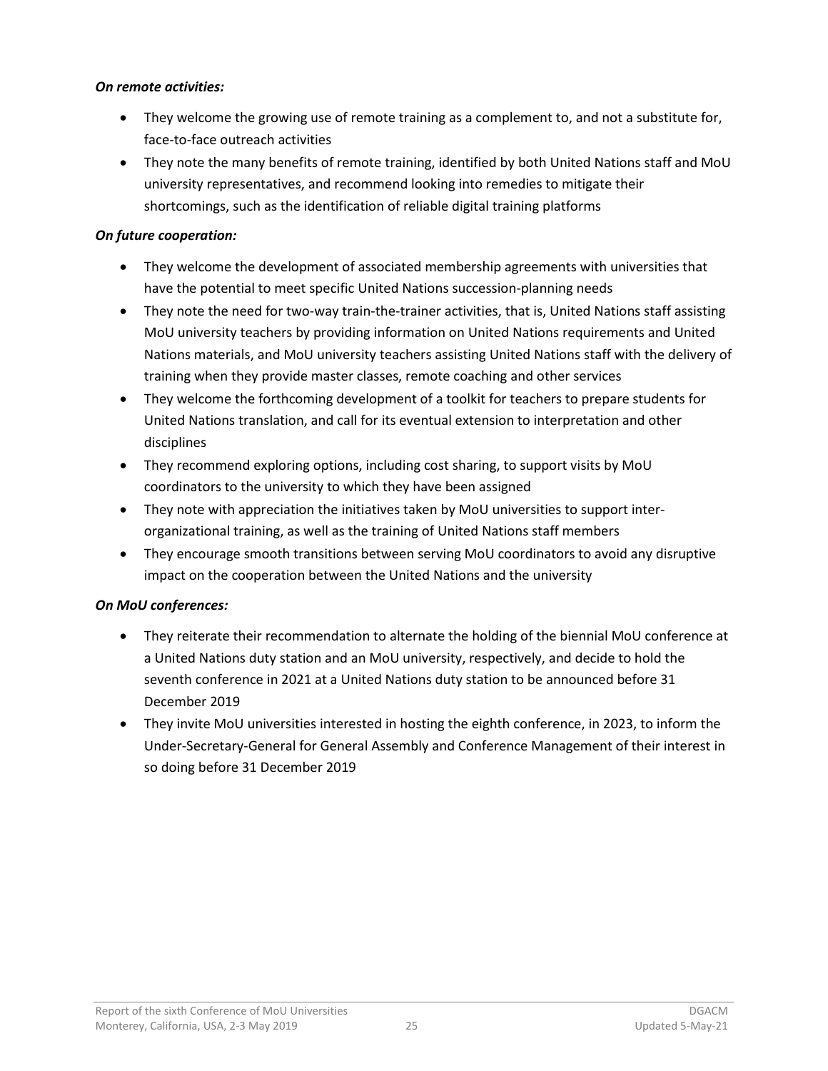***On remote activities:***

- They welcome the growing use of remote training as a complement to, and not a substitute for, face-to-face outreach activities
- They note the many benefits of remote training, identified by both United Nations staff and MoU university representatives, and recommend looking into remedies to mitigate their shortcomings, such as the identification of reliable digital training platforms

***On future cooperation:***

- They welcome the development of associated membership agreements with universities that have the potential to meet specific United Nations succession-planning needs
- They note the need for two-way train-the-trainer activities, that is, United Nations staff assisting MoU university teachers by providing information on United Nations requirements and United Nations materials, and MoU university teachers assisting United Nations staff with the delivery of training when they provide master classes, remote coaching and other services
- They welcome the forthcoming development of a toolkit for teachers to prepare students for United Nations translation, and call for its eventual extension to interpretation and other disciplines
- They recommend exploring options, including cost sharing, to support visits by MoU coordinators to the university to which they have been assigned
- They note with appreciation the initiatives taken by MoU universities to support inter-organizational training, as well as the training of United Nations staff members
- They encourage smooth transitions between serving MoU coordinators to avoid any disruptive impact on the cooperation between the United Nations and the university

***On MoU conferences:***

- They reiterate their recommendation to alternate the holding of the biennial MoU conference at a United Nations duty station and an MoU university, respectively, and decide to hold the seventh conference in 2021 at a United Nations duty station to be announced before 31 December 2019
- They invite MoU universities interested in hosting the eighth conference, in 2023, to inform the Under-Secretary-General for General Assembly and Conference Management of their interest in so doing before 31 December 2019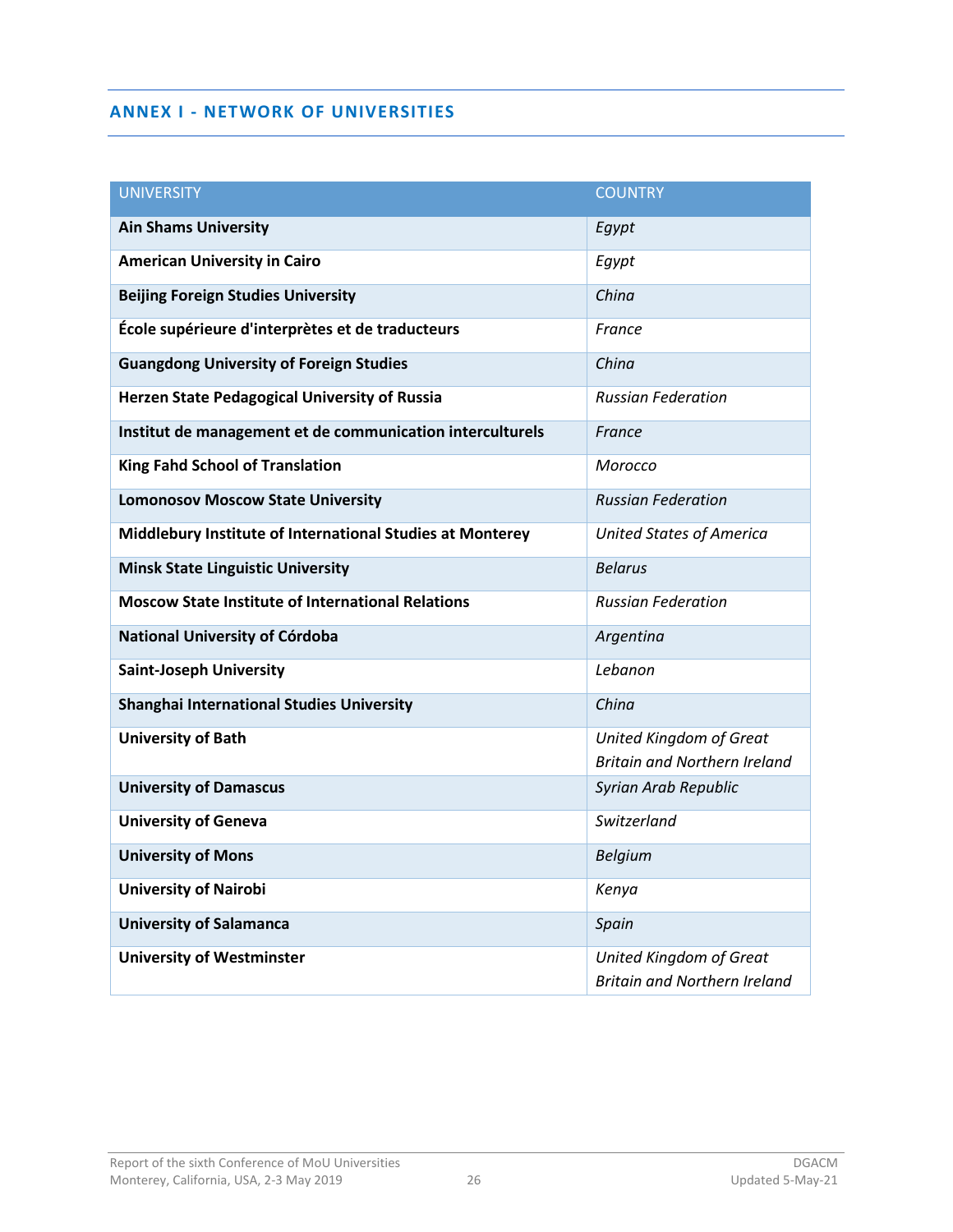## ANNEX I - NETWORK OF UNIVERSITIES

| UNIVERSITY | COUNTRY |
|---|---|
| **Ain Shams University** | *Egypt* |
| **American University in Cairo** | *Egypt* |
| **Beijing Foreign Studies University** | *China* |
| **École supérieure d'interprètes et de traducteurs** | *France* |
| **Guangdong University of Foreign Studies** | *China* |
| **Herzen State Pedagogical University of Russia** | *Russian Federation* |
| **Institut de management et de communication interculturels** | *France* |
| **King Fahd School of Translation** | *Morocco* |
| **Lomonosov Moscow State University** | *Russian Federation* |
| **Middlebury Institute of International Studies at Monterey** | *United States of America* |
| **Minsk State Linguistic University** | *Belarus* |
| **Moscow State Institute of International Relations** | *Russian Federation* |
| **National University of Córdoba** | *Argentina* |
| **Saint-Joseph University** | *Lebanon* |
| **Shanghai International Studies University** | *China* |
| **University of Bath** | *United Kingdom of Great Britain and Northern Ireland* |
| **University of Damascus** | *Syrian Arab Republic* |
| **University of Geneva** | *Switzerland* |
| **University of Mons** | *Belgium* |
| **University of Nairobi** | *Kenya* |
| **University of Salamanca** | *Spain* |
| **University of Westminster** | *United Kingdom of Great Britain and Northern Ireland* |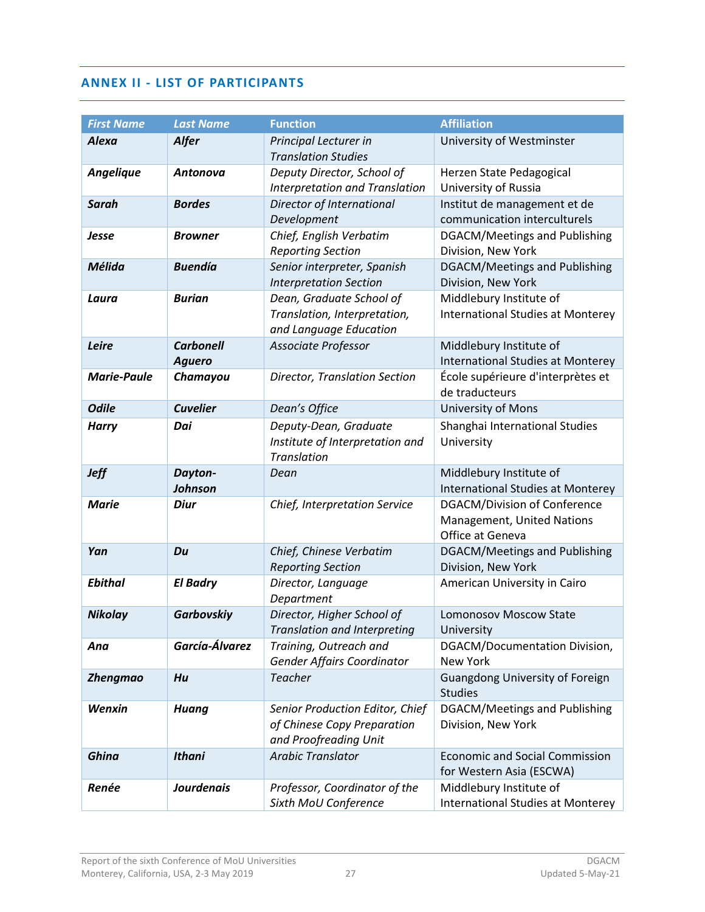## ANNEX II - LIST OF PARTICIPANTS

| First Name | Last Name | Function | Affiliation |
|---|---|---|---|
| ***Alexa*** | ***Alfer*** | *Principal Lecturer in Translation Studies* | University of Westminster |
| ***Angelique*** | ***Antonova*** | *Deputy Director, School of Interpretation and Translation* | Herzen State Pedagogical University of Russia |
| ***Sarah*** | ***Bordes*** | *Director of International Development* | Institut de management et de communication interculturels |
| ***Jesse*** | ***Browner*** | *Chief, English Verbatim Reporting Section* | DGACM/Meetings and Publishing Division, New York |
| ***Mélida*** | ***Buendía*** | *Senior interpreter, Spanish Interpretation Section* | DGACM/Meetings and Publishing Division, New York |
| ***Laura*** | ***Burian*** | *Dean, Graduate School of Translation, Interpretation, and Language Education* | Middlebury Institute of International Studies at Monterey |
| ***Leire*** | ***Carbonell Aguero*** | *Associate Professor* | Middlebury Institute of International Studies at Monterey |
| ***Marie-Paule*** | ***Chamayou*** | *Director, Translation Section* | École supérieure d'interprètes et de traducteurs |
| ***Odile*** | ***Cuvelier*** | *Dean's Office* | University of Mons |
| ***Harry*** | ***Dai*** | *Deputy-Dean, Graduate Institute of Interpretation and Translation* | Shanghai International Studies University |
| ***Jeff*** | ***Dayton-Johnson*** | *Dean* | Middlebury Institute of International Studies at Monterey |
| ***Marie*** | ***Diur*** | *Chief, Interpretation Service* | DGACM/Division of Conference Management, United Nations Office at Geneva |
| ***Yan*** | ***Du*** | *Chief, Chinese Verbatim Reporting Section* | DGACM/Meetings and Publishing Division, New York |
| ***Ebithal*** | ***El Badry*** | *Director, Language Department* | American University in Cairo |
| ***Nikolay*** | ***Garbovskiy*** | *Director, Higher School of Translation and Interpreting* | Lomonosov Moscow State University |
| ***Ana*** | ***García-Álvarez*** | *Training, Outreach and Gender Affairs Coordinator* | DGACM/Documentation Division, New York |
| ***Zhengmao*** | ***Hu*** | *Teacher* | Guangdong University of Foreign Studies |
| ***Wenxin*** | ***Huang*** | *Senior Production Editor, Chief of Chinese Copy Preparation and Proofreading Unit* | DGACM/Meetings and Publishing Division, New York |
| ***Ghina*** | ***Ithani*** | *Arabic Translator* | Economic and Social Commission for Western Asia (ESCWA) |
| ***Renée*** | ***Jourdenais*** | *Professor, Coordinator of the Sixth MoU Conference* | Middlebury Institute of International Studies at Monterey |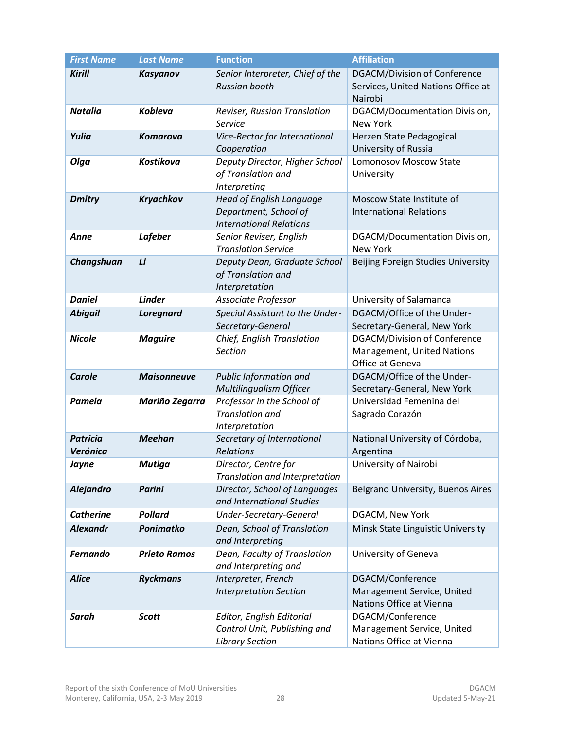| First Name | Last Name | Function | Affiliation |
|---|---|---|---|
| ***Kirill*** | ***Kasyanov*** | *Senior Interpreter, Chief of the Russian booth* | DGACM/Division of Conference Services, United Nations Office at Nairobi |
| ***Natalia*** | ***Kobleva*** | *Reviser, Russian Translation Service* | DGACM/Documentation Division, New York |
| ***Yulia*** | ***Komarova*** | *Vice-Rector for International Cooperation* | Herzen State Pedagogical University of Russia |
| ***Olga*** | ***Kostikova*** | *Deputy Director, Higher School of Translation and Interpreting* | Lomonosov Moscow State University |
| ***Dmitry*** | ***Kryachkov*** | *Head of English Language Department, School of International Relations* | Moscow State Institute of International Relations |
| ***Anne*** | ***Lafeber*** | *Senior Reviser, English Translation Service* | DGACM/Documentation Division, New York |
| ***Changshuan*** | ***Li*** | *Deputy Dean, Graduate School of Translation and Interpretation* | Beijing Foreign Studies University |
| ***Daniel*** | ***Linder*** | *Associate Professor* | University of Salamanca |
| ***Abigail*** | ***Loregnard*** | *Special Assistant to the Under-Secretary-General* | DGACM/Office of the Under-Secretary-General, New York |
| ***Nicole*** | ***Maguire*** | *Chief, English Translation Section* | DGACM/Division of Conference Management, United Nations Office at Geneva |
| ***Carole*** | ***Maisonneuve*** | *Public Information and Multilingualism Officer* | DGACM/Office of the Under-Secretary-General, New York |
| ***Pamela*** | ***Mariño Zegarra*** | *Professor in the School of Translation and Interpretation* | Universidad Femenina del Sagrado Corazón |
| ***Patricia Verónica*** | ***Meehan*** | *Secretary of International Relations* | National University of Córdoba, Argentina |
| ***Jayne*** | ***Mutiga*** | *Director, Centre for Translation and Interpretation* | University of Nairobi |
| ***Alejandro*** | ***Parini*** | *Director, School of Languages and International Studies* | Belgrano University, Buenos Aires |
| ***Catherine*** | ***Pollard*** | *Under-Secretary-General* | DGACM, New York |
| ***Alexandr*** | ***Ponimatko*** | *Dean, School of Translation and Interpreting* | Minsk State Linguistic University |
| ***Fernando*** | ***Prieto Ramos*** | *Dean, Faculty of Translation and Interpreting and* | University of Geneva |
| ***Alice*** | ***Ryckmans*** | *Interpreter, French Interpretation Section* | DGACM/Conference Management Service, United Nations Office at Vienna |
| ***Sarah*** | ***Scott*** | *Editor, English Editorial Control Unit, Publishing and Library Section* | DGACM/Conference Management Service, United Nations Office at Vienna |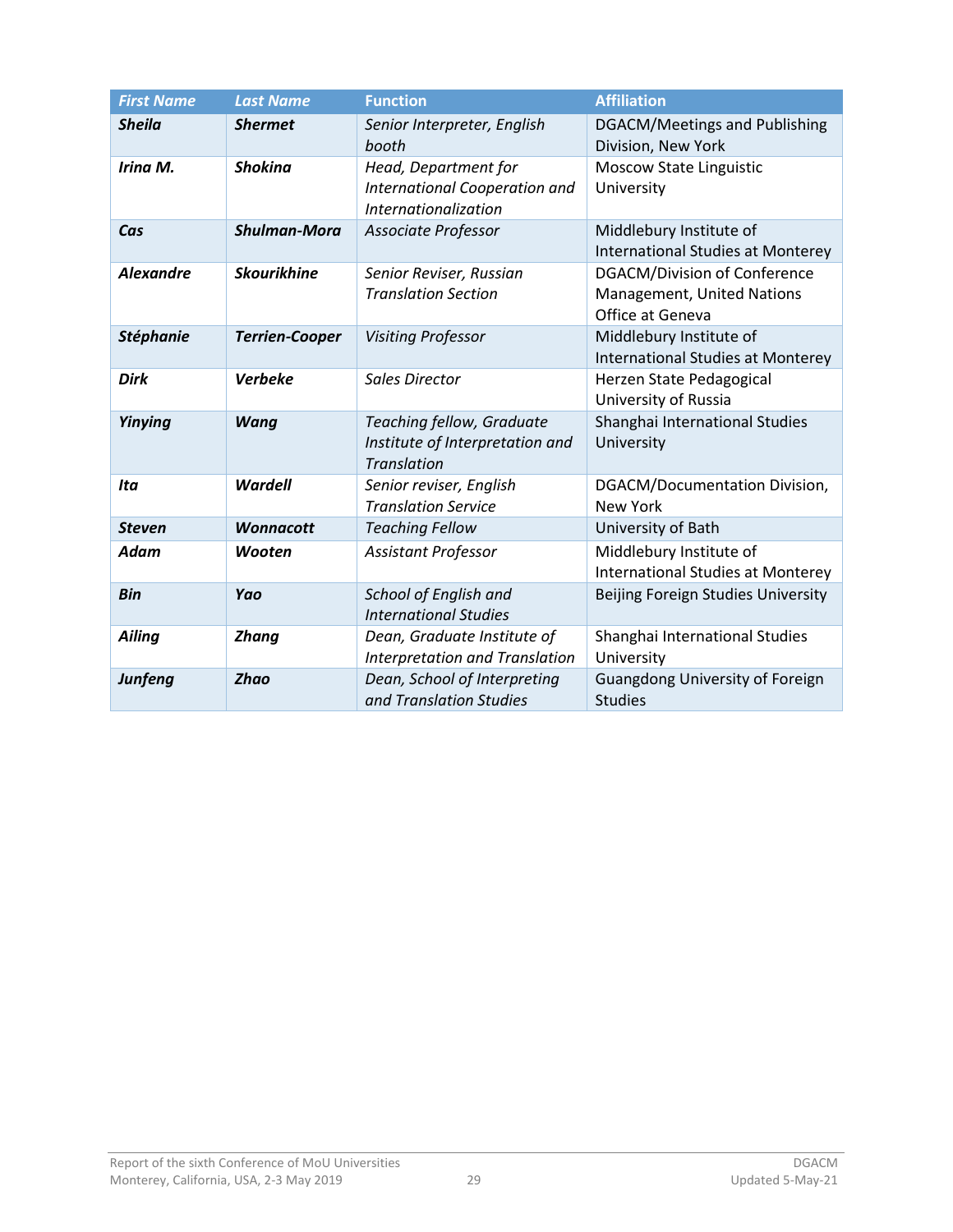| First Name | Last Name | Function | Affiliation |
|---|---|---|---|
| ***Sheila*** | ***Shermet*** | *Senior Interpreter, English booth* | DGACM/Meetings and Publishing Division, New York |
| ***Irina M.*** | ***Shokina*** | *Head, Department for International Cooperation and Internationalization* | Moscow State Linguistic University |
| ***Cas*** | ***Shulman-Mora*** | *Associate Professor* | Middlebury Institute of International Studies at Monterey |
| ***Alexandre*** | ***Skourikhine*** | *Senior Reviser, Russian Translation Section* | DGACM/Division of Conference Management, United Nations Office at Geneva |
| ***Stéphanie*** | ***Terrien-Cooper*** | *Visiting Professor* | Middlebury Institute of International Studies at Monterey |
| ***Dirk*** | ***Verbeke*** | *Sales Director* | Herzen State Pedagogical University of Russia |
| ***Yinying*** | ***Wang*** | *Teaching fellow, Graduate Institute of Interpretation and Translation* | Shanghai International Studies University |
| ***Ita*** | ***Wardell*** | *Senior reviser, English Translation Service* | DGACM/Documentation Division, New York |
| ***Steven*** | ***Wonnacott*** | *Teaching Fellow* | University of Bath |
| ***Adam*** | ***Wooten*** | *Assistant Professor* | Middlebury Institute of International Studies at Monterey |
| ***Bin*** | ***Yao*** | *School of English and International Studies* | Beijing Foreign Studies University |
| ***Ailing*** | ***Zhang*** | *Dean, Graduate Institute of Interpretation and Translation* | Shanghai International Studies University |
| ***Junfeng*** | ***Zhao*** | *Dean, School of Interpreting and Translation Studies* | Guangdong University of Foreign Studies |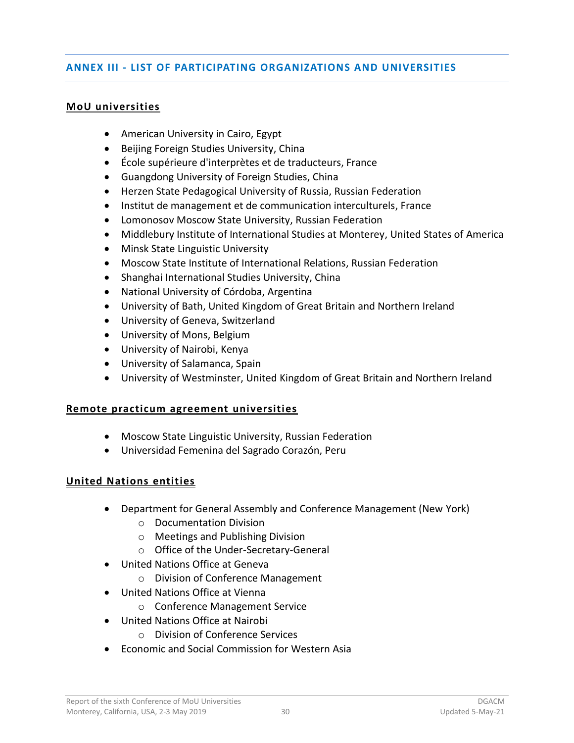## ANNEX III - LIST OF PARTICIPATING ORGANIZATIONS AND UNIVERSITIES

### MoU universities

- American University in Cairo, Egypt
- Beijing Foreign Studies University, China
- École supérieure d'interprètes et de traducteurs, France
- Guangdong University of Foreign Studies, China
- Herzen State Pedagogical University of Russia, Russian Federation
- Institut de management et de communication interculturels, France
- Lomonosov Moscow State University, Russian Federation
- Middlebury Institute of International Studies at Monterey, United States of America
- Minsk State Linguistic University
- Moscow State Institute of International Relations, Russian Federation
- Shanghai International Studies University, China
- National University of Córdoba, Argentina
- University of Bath, United Kingdom of Great Britain and Northern Ireland
- University of Geneva, Switzerland
- University of Mons, Belgium
- University of Nairobi, Kenya
- University of Salamanca, Spain
- University of Westminster, United Kingdom of Great Britain and Northern Ireland

### Remote practicum agreement universities

- Moscow State Linguistic University, Russian Federation
- Universidad Femenina del Sagrado Corazón, Peru

### United Nations entities

- Department for General Assembly and Conference Management (New York)
  - Documentation Division
  - Meetings and Publishing Division
  - Office of the Under-Secretary-General
- United Nations Office at Geneva
  - Division of Conference Management
- United Nations Office at Vienna
  - Conference Management Service
- United Nations Office at Nairobi
  - Division of Conference Services
- Economic and Social Commission for Western Asia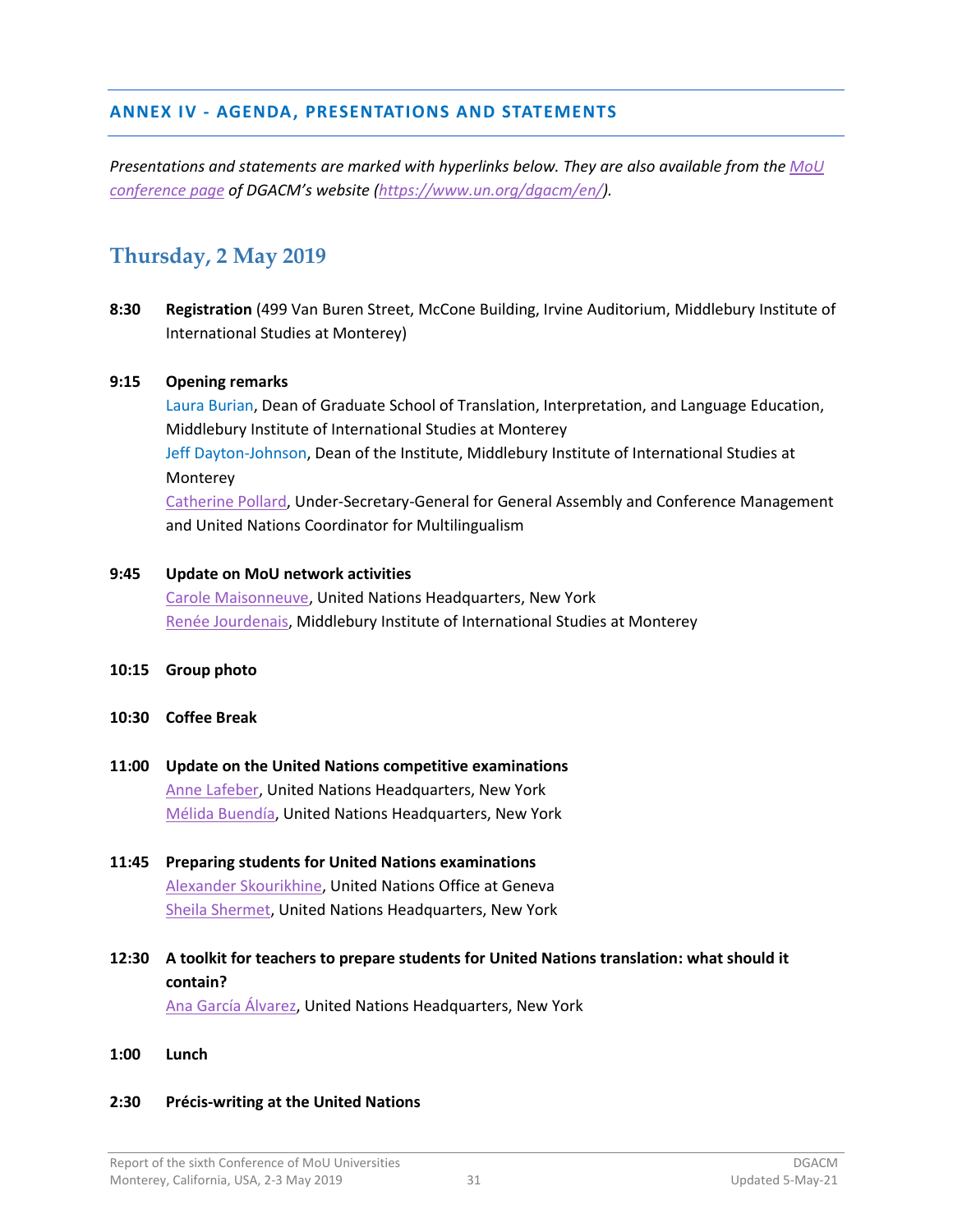## ANNEX IV - AGENDA, PRESENTATIONS AND STATEMENTS

*Presentations and statements are marked with hyperlinks below. They are also available from the MoU conference page of DGACM's website (https://www.un.org/dgacm/en/).*

### Thursday, 2 May 2019

**8:30** **Registration** (499 Van Buren Street, McCone Building, Irvine Auditorium, Middlebury Institute of International Studies at Monterey)

**9:15** **Opening remarks**
Laura Burian, Dean of Graduate School of Translation, Interpretation, and Language Education, Middlebury Institute of International Studies at Monterey
Jeff Dayton-Johnson, Dean of the Institute, Middlebury Institute of International Studies at Monterey
Catherine Pollard, Under-Secretary-General for General Assembly and Conference Management and United Nations Coordinator for Multilingualism

**9:45** **Update on MoU network activities**
Carole Maisonneuve, United Nations Headquarters, New York
Renée Jourdenais, Middlebury Institute of International Studies at Monterey

**10:15** **Group photo**

**10:30** **Coffee Break**

**11:00** **Update on the United Nations competitive examinations**
Anne Lafeber, United Nations Headquarters, New York
Mélida Buendía, United Nations Headquarters, New York

**11:45** **Preparing students for United Nations examinations**
Alexander Skourikhine, United Nations Office at Geneva
Sheila Shermet, United Nations Headquarters, New York

**12:30** **A toolkit for teachers to prepare students for United Nations translation: what should it contain?**
Ana García Álvarez, United Nations Headquarters, New York

**1:00** **Lunch**

**2:30** **Précis-writing at the United Nations**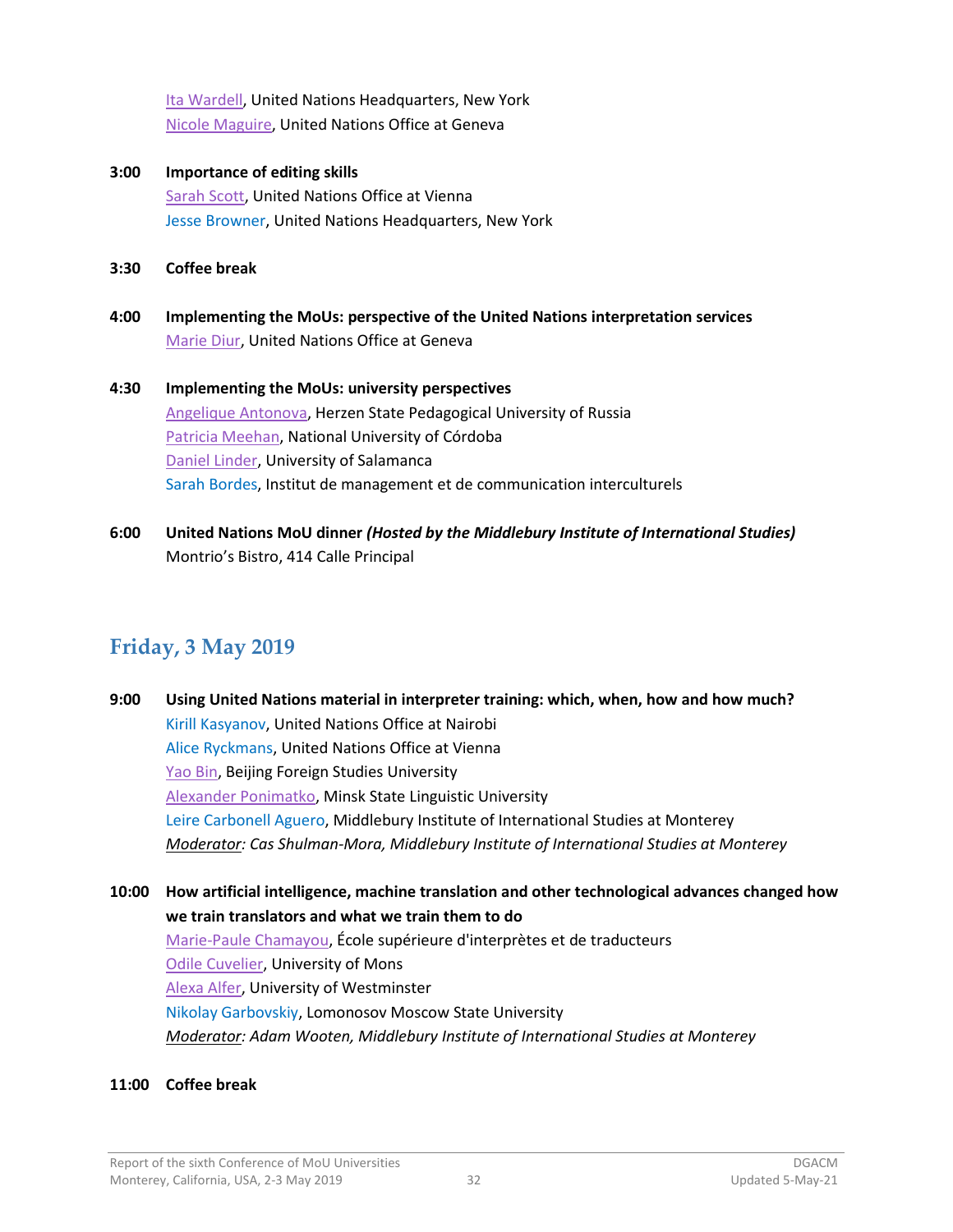Ita Wardell, United Nations Headquarters, New York
Nicole Maguire, United Nations Office at Geneva

**3:00 Importance of editing skills**
Sarah Scott, United Nations Office at Vienna
Jesse Browner, United Nations Headquarters, New York

**3:30 Coffee break**

**4:00 Implementing the MoUs: perspective of the United Nations interpretation services**
Marie Diur, United Nations Office at Geneva

**4:30 Implementing the MoUs: university perspectives**
Angelique Antonova, Herzen State Pedagogical University of Russia
Patricia Meehan, National University of Córdoba
Daniel Linder, University of Salamanca
Sarah Bordes, Institut de management et de communication interculturels

**6:00 United Nations MoU dinner *(Hosted by the Middlebury Institute of International Studies)***
Montrio's Bistro, 414 Calle Principal

## Friday, 3 May 2019

**9:00 Using United Nations material in interpreter training: which, when, how and how much?**
Kirill Kasyanov, United Nations Office at Nairobi
Alice Ryckmans, United Nations Office at Vienna
Yao Bin, Beijing Foreign Studies University
Alexander Ponimatko, Minsk State Linguistic University
Leire Carbonell Aguero, Middlebury Institute of International Studies at Monterey
*Moderator: Cas Shulman-Mora, Middlebury Institute of International Studies at Monterey*

**10:00 How artificial intelligence, machine translation and other technological advances changed how we train translators and what we train them to do**
Marie-Paule Chamayou, École supérieure d'interprètes et de traducteurs
Odile Cuvelier, University of Mons
Alexa Alfer, University of Westminster
Nikolay Garbovskiy, Lomonosov Moscow State University
*Moderator: Adam Wooten, Middlebury Institute of International Studies at Monterey*

**11:00 Coffee break**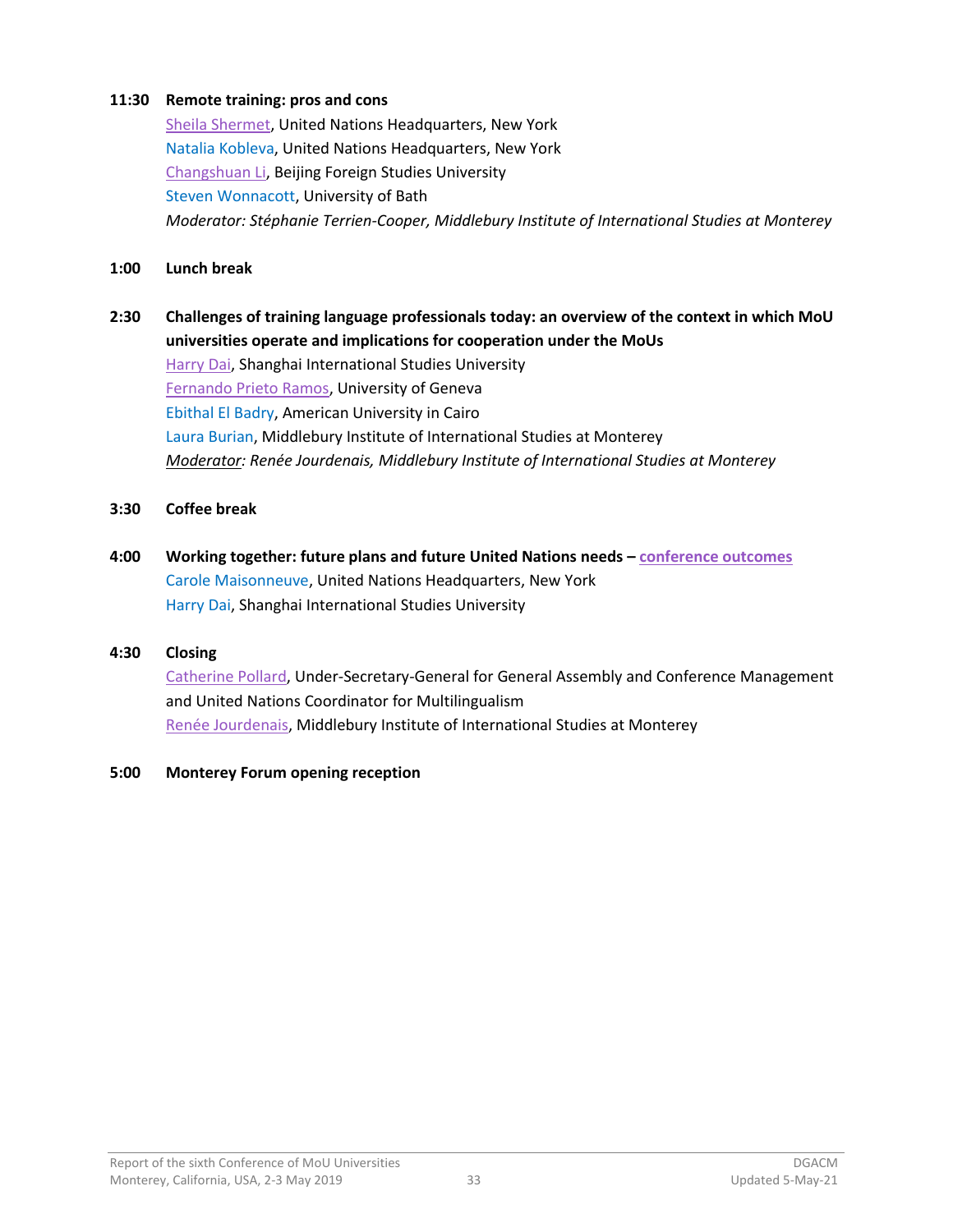**11:30 Remote training: pros and cons**

Sheila Shermet, United Nations Headquarters, New York
Natalia Kobleva, United Nations Headquarters, New York
Changshuan Li, Beijing Foreign Studies University
Steven Wonnacott, University of Bath
*Moderator: Stéphanie Terrien-Cooper, Middlebury Institute of International Studies at Monterey*

**1:00 Lunch break**

**2:30 Challenges of training language professionals today: an overview of the context in which MoU universities operate and implications for cooperation under the MoUs**

Harry Dai, Shanghai International Studies University
Fernando Prieto Ramos, University of Geneva
Ebithal El Badry, American University in Cairo
Laura Burian, Middlebury Institute of International Studies at Monterey
*Moderator: Renée Jourdenais, Middlebury Institute of International Studies at Monterey*

**3:30 Coffee break**

**4:00 Working together: future plans and future United Nations needs – conference outcomes**

Carole Maisonneuve, United Nations Headquarters, New York
Harry Dai, Shanghai International Studies University

**4:30 Closing**

Catherine Pollard, Under-Secretary-General for General Assembly and Conference Management and United Nations Coordinator for Multilingualism
Renée Jourdenais, Middlebury Institute of International Studies at Monterey

**5:00 Monterey Forum opening reception**